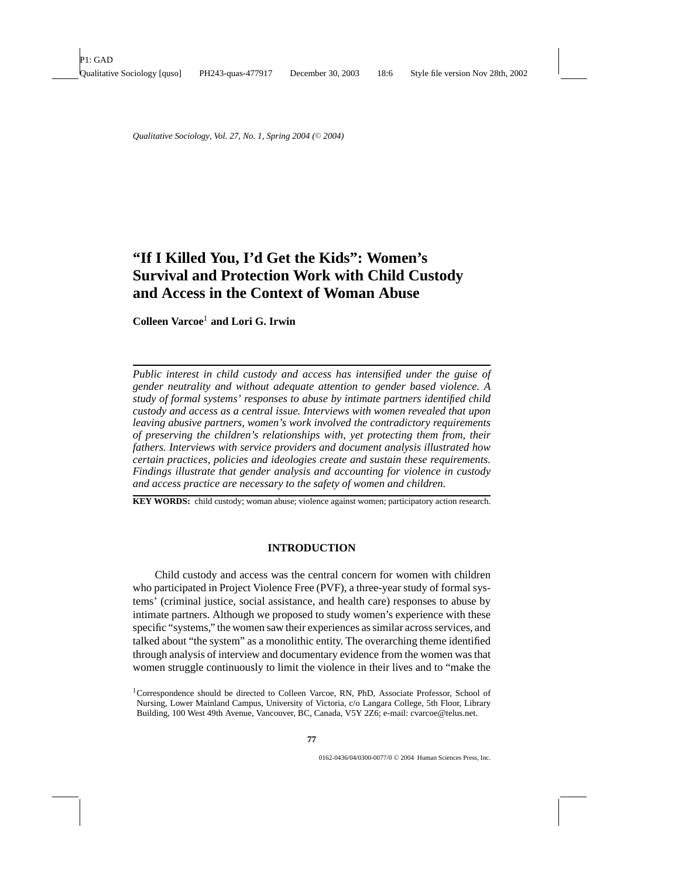# "If I Killed You, I'd Get the Kids": Women's Survival and Protection Work with Child Custody and Access in the Context of Woman Abuse

**Colleen Varcoe**[1] **and Lori G. Irwin**

*Public interest in child custody and access has intensified under the guise of gender neutrality and without adequate attention to gender based violence. A study of formal systems' responses to abuse by intimate partners identified child custody and access as a central issue. Interviews with women revealed that upon leaving abusive partners, women's work involved the contradictory requirements of preserving the children's relationships with, yet protecting them from, their fathers. Interviews with service providers and document analysis illustrated how certain practices, policies and ideologies create and sustain these requirements. Findings illustrate that gender analysis and accounting for violence in custody and access practice are necessary to the safety of women and children.*

**KEY WORDS:** child custody; woman abuse; violence against women; participatory action research.

## INTRODUCTION

Child custody and access was the central concern for women with children who participated in Project Violence Free (PVF), a three-year study of formal systems' (criminal justice, social assistance, and health care) responses to abuse by intimate partners. Although we proposed to study women's experience with these specific "systems," the women saw their experiences as similar across services, and talked about "the system" as a monolithic entity. The overarching theme identified through analysis of interview and documentary evidence from the women was that women struggle continuously to limit the violence in their lives and to "make the

[1] Correspondence should be directed to Colleen Varcoe, RN, PhD, Associate Professor, School of Nursing, Lower Mainland Campus, University of Victoria, c/o Langara College, 5th Floor, Library Building, 100 West 49th Avenue, Vancouver, BC, Canada, V5Y 2Z6; e-mail: cvarcoe@telus.net.

0162-0436/04/0300-0077/0 © 2004 Human Sciences Press, Inc.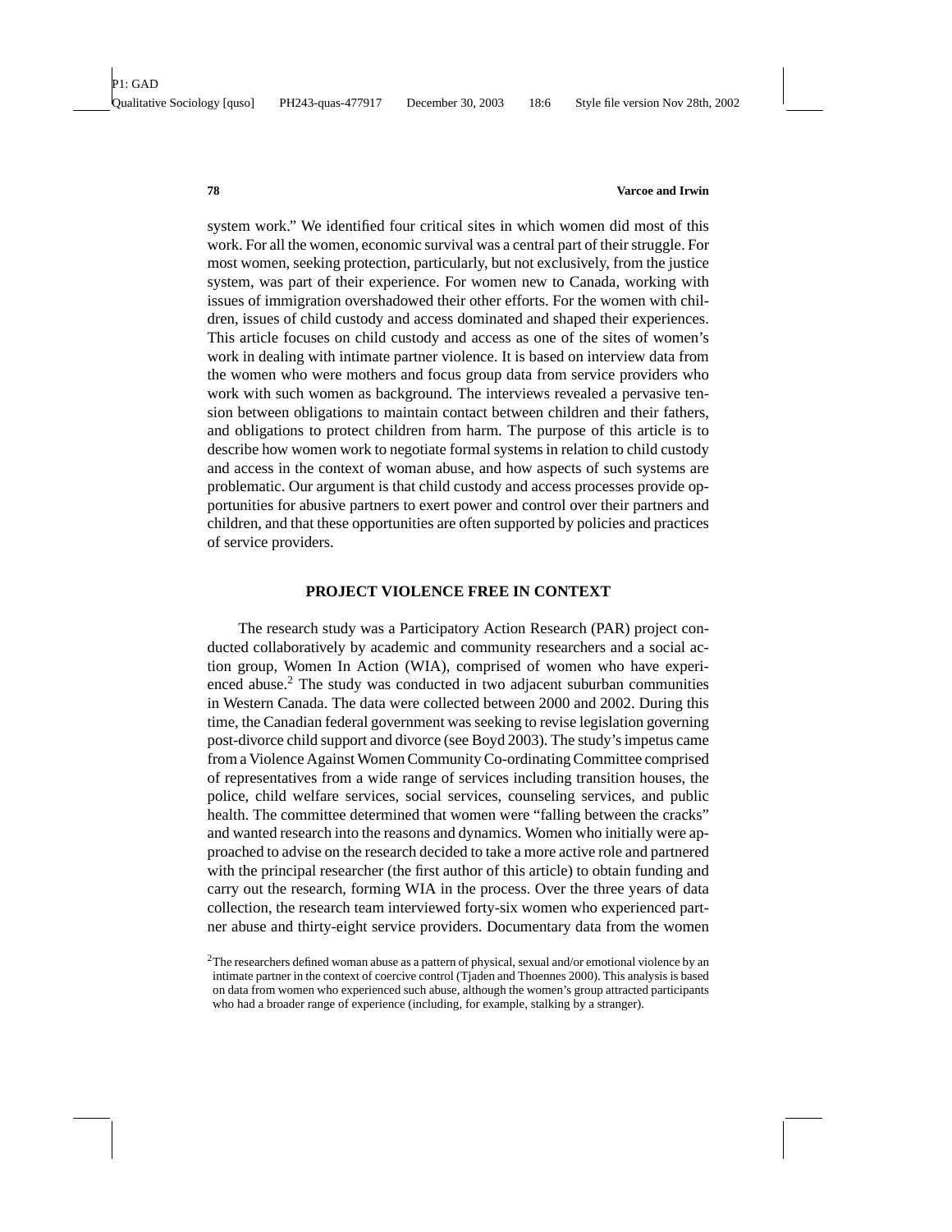system work." We identified four critical sites in which women did most of this work. For all the women, economic survival was a central part of their struggle. For most women, seeking protection, particularly, but not exclusively, from the justice system, was part of their experience. For women new to Canada, working with issues of immigration overshadowed their other efforts. For the women with children, issues of child custody and access dominated and shaped their experiences. This article focuses on child custody and access as one of the sites of women's work in dealing with intimate partner violence. It is based on interview data from the women who were mothers and focus group data from service providers who work with such women as background. The interviews revealed a pervasive tension between obligations to maintain contact between children and their fathers, and obligations to protect children from harm. The purpose of this article is to describe how women work to negotiate formal systems in relation to child custody and access in the context of woman abuse, and how aspects of such systems are problematic. Our argument is that child custody and access processes provide opportunities for abusive partners to exert power and control over their partners and children, and that these opportunities are often supported by policies and practices of service providers.

## PROJECT VIOLENCE FREE IN CONTEXT

The research study was a Participatory Action Research (PAR) project conducted collaboratively by academic and community researchers and a social action group, Women In Action (WIA), comprised of women who have experienced abuse.[2] The study was conducted in two adjacent suburban communities in Western Canada. The data were collected between 2000 and 2002. During this time, the Canadian federal government was seeking to revise legislation governing post-divorce child support and divorce (see Boyd 2003). The study's impetus came from a Violence Against Women Community Co-ordinating Committee comprised of representatives from a wide range of services including transition houses, the police, child welfare services, social services, counseling services, and public health. The committee determined that women were "falling between the cracks" and wanted research into the reasons and dynamics. Women who initially were approached to advise on the research decided to take a more active role and partnered with the principal researcher (the first author of this article) to obtain funding and carry out the research, forming WIA in the process. Over the three years of data collection, the research team interviewed forty-six women who experienced partner abuse and thirty-eight service providers. Documentary data from the women

[2]The researchers defined woman abuse as a pattern of physical, sexual and/or emotional violence by an intimate partner in the context of coercive control (Tjaden and Thoennes 2000). This analysis is based on data from women who experienced such abuse, although the women's group attracted participants who had a broader range of experience (including, for example, stalking by a stranger).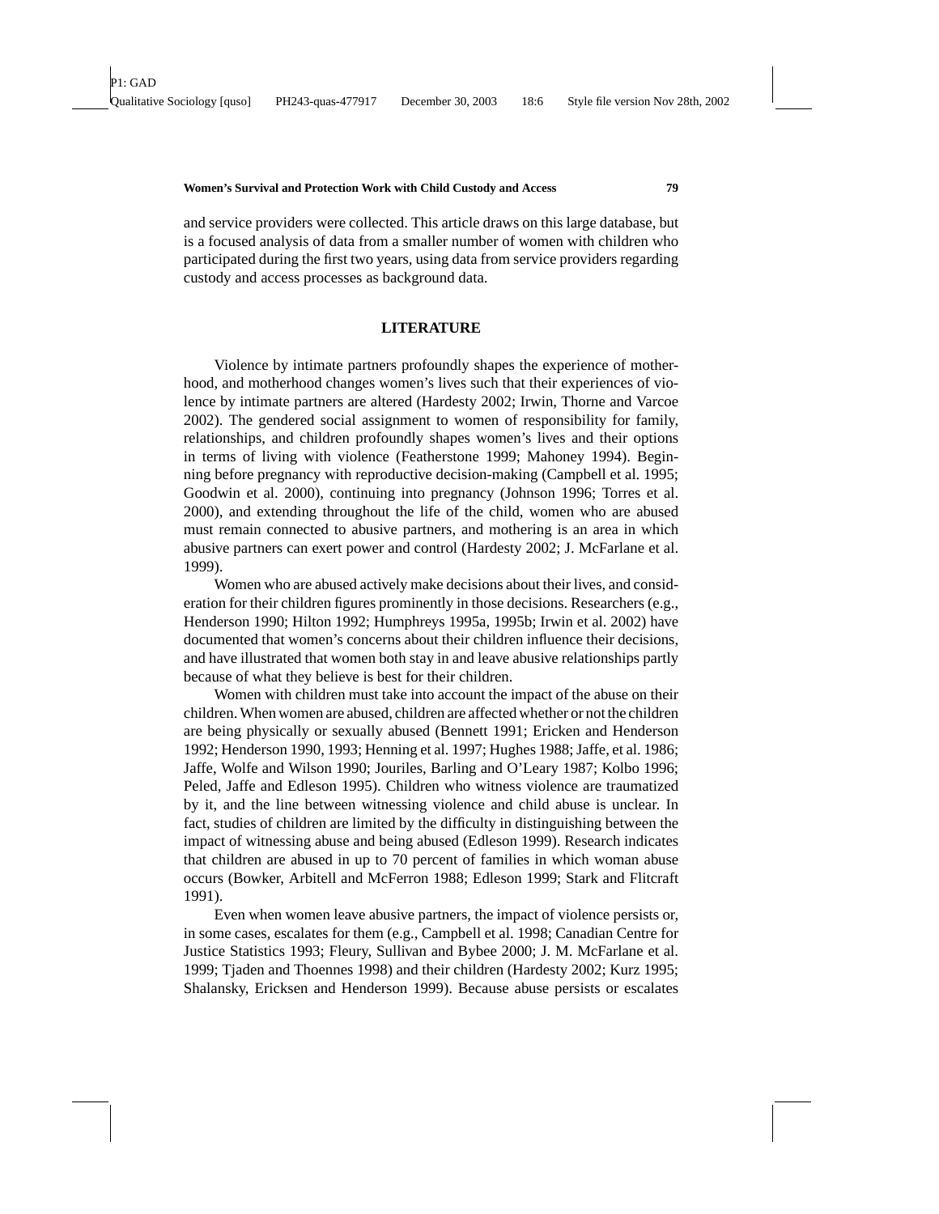and service providers were collected. This article draws on this large database, but is a focused analysis of data from a smaller number of women with children who participated during the first two years, using data from service providers regarding custody and access processes as background data.

## LITERATURE

Violence by intimate partners profoundly shapes the experience of motherhood, and motherhood changes women's lives such that their experiences of violence by intimate partners are altered (Hardesty 2002; Irwin, Thorne and Varcoe 2002). The gendered social assignment to women of responsibility for family, relationships, and children profoundly shapes women's lives and their options in terms of living with violence (Featherstone 1999; Mahoney 1994). Beginning before pregnancy with reproductive decision-making (Campbell et al. 1995; Goodwin et al. 2000), continuing into pregnancy (Johnson 1996; Torres et al. 2000), and extending throughout the life of the child, women who are abused must remain connected to abusive partners, and mothering is an area in which abusive partners can exert power and control (Hardesty 2002; J. McFarlane et al. 1999).

Women who are abused actively make decisions about their lives, and consideration for their children figures prominently in those decisions. Researchers (e.g., Henderson 1990; Hilton 1992; Humphreys 1995a, 1995b; Irwin et al. 2002) have documented that women's concerns about their children influence their decisions, and have illustrated that women both stay in and leave abusive relationships partly because of what they believe is best for their children.

Women with children must take into account the impact of the abuse on their children. When women are abused, children are affected whether or not the children are being physically or sexually abused (Bennett 1991; Ericken and Henderson 1992; Henderson 1990, 1993; Henning et al. 1997; Hughes 1988; Jaffe, et al. 1986; Jaffe, Wolfe and Wilson 1990; Jouriles, Barling and O'Leary 1987; Kolbo 1996; Peled, Jaffe and Edleson 1995). Children who witness violence are traumatized by it, and the line between witnessing violence and child abuse is unclear. In fact, studies of children are limited by the difficulty in distinguishing between the impact of witnessing abuse and being abused (Edleson 1999). Research indicates that children are abused in up to 70 percent of families in which woman abuse occurs (Bowker, Arbitell and McFerron 1988; Edleson 1999; Stark and Flitcraft 1991).

Even when women leave abusive partners, the impact of violence persists or, in some cases, escalates for them (e.g., Campbell et al. 1998; Canadian Centre for Justice Statistics 1993; Fleury, Sullivan and Bybee 2000; J. M. McFarlane et al. 1999; Tjaden and Thoennes 1998) and their children (Hardesty 2002; Kurz 1995; Shalansky, Ericksen and Henderson 1999). Because abuse persists or escalates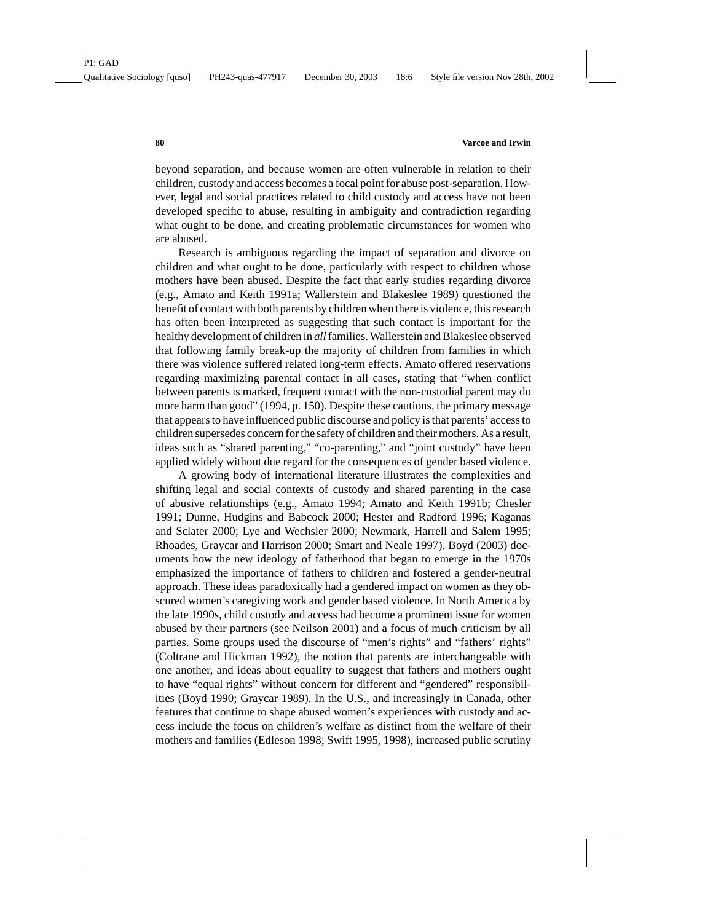beyond separation, and because women are often vulnerable in relation to their children, custody and access becomes a focal point for abuse post-separation. However, legal and social practices related to child custody and access have not been developed specific to abuse, resulting in ambiguity and contradiction regarding what ought to be done, and creating problematic circumstances for women who are abused.

Research is ambiguous regarding the impact of separation and divorce on children and what ought to be done, particularly with respect to children whose mothers have been abused. Despite the fact that early studies regarding divorce (e.g., Amato and Keith 1991a; Wallerstein and Blakeslee 1989) questioned the benefit of contact with both parents by children when there is violence, this research has often been interpreted as suggesting that such contact is important for the healthy development of children in *all* families. Wallerstein and Blakeslee observed that following family break-up the majority of children from families in which there was violence suffered related long-term effects. Amato offered reservations regarding maximizing parental contact in all cases, stating that "when conflict between parents is marked, frequent contact with the non-custodial parent may do more harm than good" (1994, p. 150). Despite these cautions, the primary message that appears to have influenced public discourse and policy is that parents' access to children supersedes concern for the safety of children and their mothers. As a result, ideas such as "shared parenting," "co-parenting," and "joint custody" have been applied widely without due regard for the consequences of gender based violence.

A growing body of international literature illustrates the complexities and shifting legal and social contexts of custody and shared parenting in the case of abusive relationships (e.g., Amato 1994; Amato and Keith 1991b; Chesler 1991; Dunne, Hudgins and Babcock 2000; Hester and Radford 1996; Kaganas and Sclater 2000; Lye and Wechsler 2000; Newmark, Harrell and Salem 1995; Rhoades, Graycar and Harrison 2000; Smart and Neale 1997). Boyd (2003) documents how the new ideology of fatherhood that began to emerge in the 1970s emphasized the importance of fathers to children and fostered a gender-neutral approach. These ideas paradoxically had a gendered impact on women as they obscured women's caregiving work and gender based violence. In North America by the late 1990s, child custody and access had become a prominent issue for women abused by their partners (see Neilson 2001) and a focus of much criticism by all parties. Some groups used the discourse of "men's rights" and "fathers' rights" (Coltrane and Hickman 1992), the notion that parents are interchangeable with one another, and ideas about equality to suggest that fathers and mothers ought to have "equal rights" without concern for different and "gendered" responsibilities (Boyd 1990; Graycar 1989). In the U.S., and increasingly in Canada, other features that continue to shape abused women's experiences with custody and access include the focus on children's welfare as distinct from the welfare of their mothers and families (Edleson 1998; Swift 1995, 1998), increased public scrutiny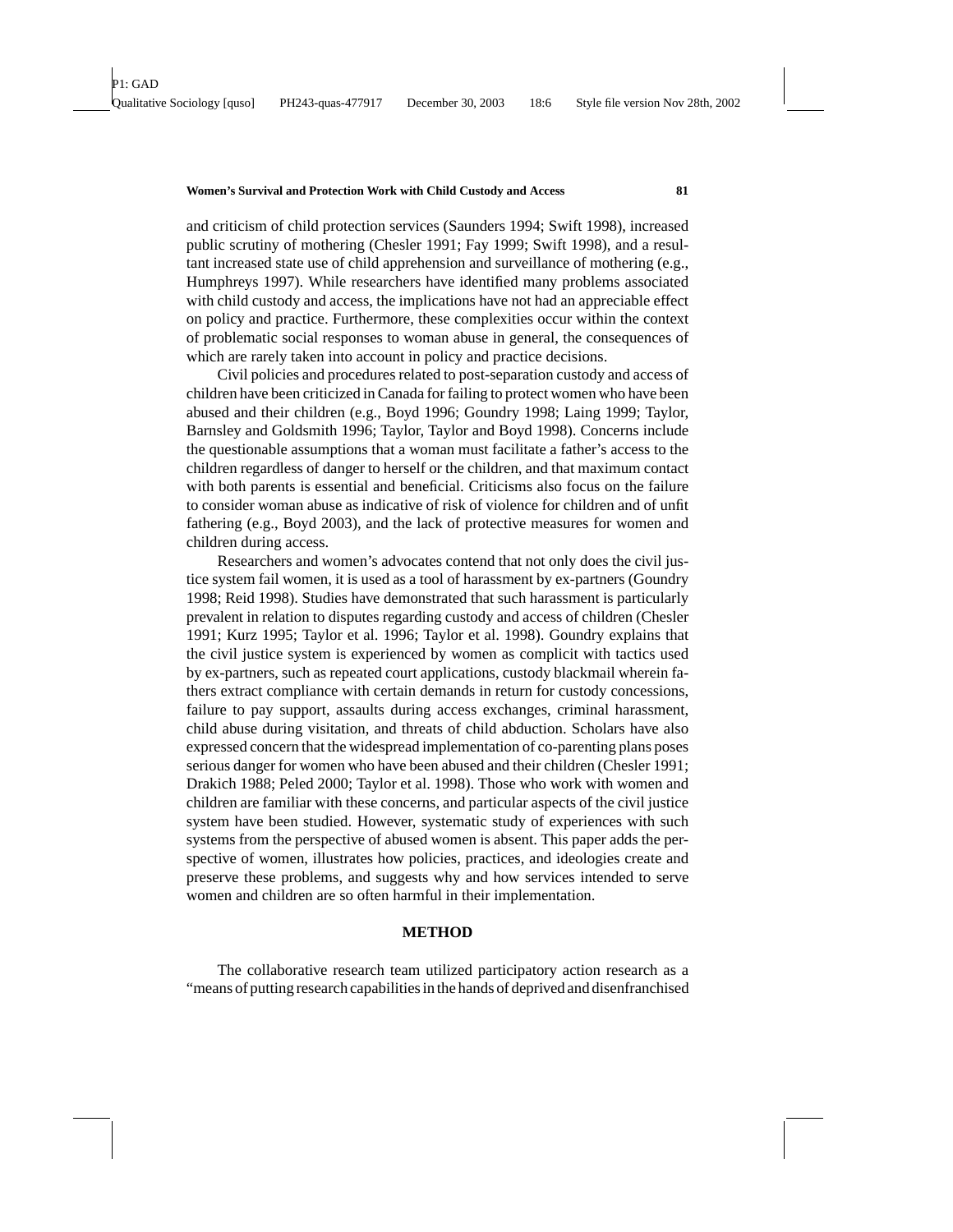and criticism of child protection services (Saunders 1994; Swift 1998), increased public scrutiny of mothering (Chesler 1991; Fay 1999; Swift 1998), and a resultant increased state use of child apprehension and surveillance of mothering (e.g., Humphreys 1997). While researchers have identified many problems associated with child custody and access, the implications have not had an appreciable effect on policy and practice. Furthermore, these complexities occur within the context of problematic social responses to woman abuse in general, the consequences of which are rarely taken into account in policy and practice decisions.

Civil policies and procedures related to post-separation custody and access of children have been criticized in Canada for failing to protect women who have been abused and their children (e.g., Boyd 1996; Goundry 1998; Laing 1999; Taylor, Barnsley and Goldsmith 1996; Taylor, Taylor and Boyd 1998). Concerns include the questionable assumptions that a woman must facilitate a father's access to the children regardless of danger to herself or the children, and that maximum contact with both parents is essential and beneficial. Criticisms also focus on the failure to consider woman abuse as indicative of risk of violence for children and of unfit fathering (e.g., Boyd 2003), and the lack of protective measures for women and children during access.

Researchers and women's advocates contend that not only does the civil justice system fail women, it is used as a tool of harassment by ex-partners (Goundry 1998; Reid 1998). Studies have demonstrated that such harassment is particularly prevalent in relation to disputes regarding custody and access of children (Chesler 1991; Kurz 1995; Taylor et al. 1996; Taylor et al. 1998). Goundry explains that the civil justice system is experienced by women as complicit with tactics used by ex-partners, such as repeated court applications, custody blackmail wherein fathers extract compliance with certain demands in return for custody concessions, failure to pay support, assaults during access exchanges, criminal harassment, child abuse during visitation, and threats of child abduction. Scholars have also expressed concern that the widespread implementation of co-parenting plans poses serious danger for women who have been abused and their children (Chesler 1991; Drakich 1988; Peled 2000; Taylor et al. 1998). Those who work with women and children are familiar with these concerns, and particular aspects of the civil justice system have been studied. However, systematic study of experiences with such systems from the perspective of abused women is absent. This paper adds the perspective of women, illustrates how policies, practices, and ideologies create and preserve these problems, and suggests why and how services intended to serve women and children are so often harmful in their implementation.

## METHOD

The collaborative research team utilized participatory action research as a "means of putting research capabilities in the hands of deprived and disenfranchised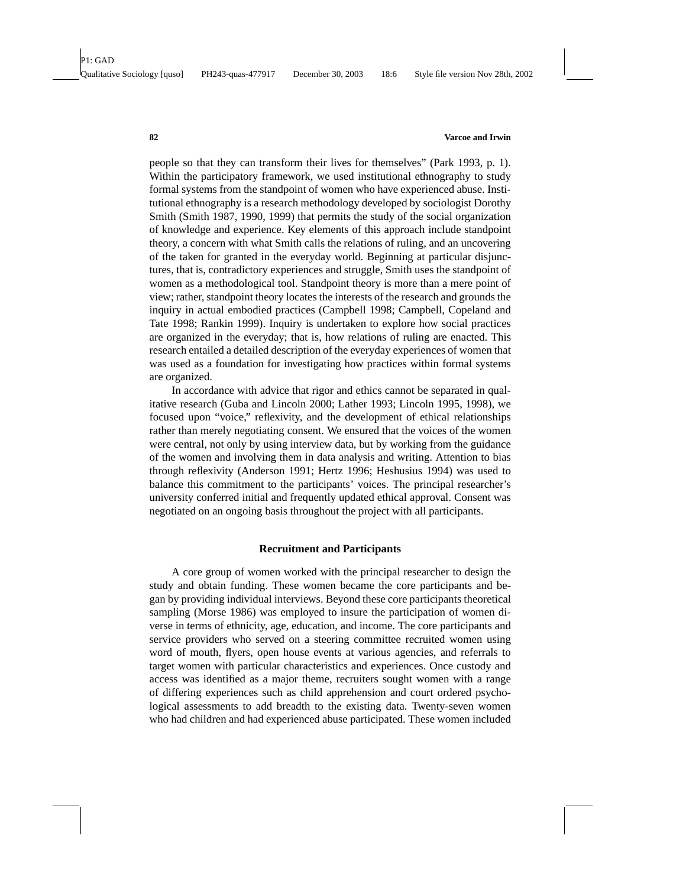people so that they can transform their lives for themselves" (Park 1993, p. 1). Within the participatory framework, we used institutional ethnography to study formal systems from the standpoint of women who have experienced abuse. Institutional ethnography is a research methodology developed by sociologist Dorothy Smith (Smith 1987, 1990, 1999) that permits the study of the social organization of knowledge and experience. Key elements of this approach include standpoint theory, a concern with what Smith calls the relations of ruling, and an uncovering of the taken for granted in the everyday world. Beginning at particular disjunctures, that is, contradictory experiences and struggle, Smith uses the standpoint of women as a methodological tool. Standpoint theory is more than a mere point of view; rather, standpoint theory locates the interests of the research and grounds the inquiry in actual embodied practices (Campbell 1998; Campbell, Copeland and Tate 1998; Rankin 1999). Inquiry is undertaken to explore how social practices are organized in the everyday; that is, how relations of ruling are enacted. This research entailed a detailed description of the everyday experiences of women that was used as a foundation for investigating how practices within formal systems are organized.

In accordance with advice that rigor and ethics cannot be separated in qualitative research (Guba and Lincoln 2000; Lather 1993; Lincoln 1995, 1998), we focused upon "voice," reflexivity, and the development of ethical relationships rather than merely negotiating consent. We ensured that the voices of the women were central, not only by using interview data, but by working from the guidance of the women and involving them in data analysis and writing. Attention to bias through reflexivity (Anderson 1991; Hertz 1996; Heshusius 1994) was used to balance this commitment to the participants' voices. The principal researcher's university conferred initial and frequently updated ethical approval. Consent was negotiated on an ongoing basis throughout the project with all participants.

### Recruitment and Participants

A core group of women worked with the principal researcher to design the study and obtain funding. These women became the core participants and began by providing individual interviews. Beyond these core participants theoretical sampling (Morse 1986) was employed to insure the participation of women diverse in terms of ethnicity, age, education, and income. The core participants and service providers who served on a steering committee recruited women using word of mouth, flyers, open house events at various agencies, and referrals to target women with particular characteristics and experiences. Once custody and access was identified as a major theme, recruiters sought women with a range of differing experiences such as child apprehension and court ordered psychological assessments to add breadth to the existing data. Twenty-seven women who had children and had experienced abuse participated. These women included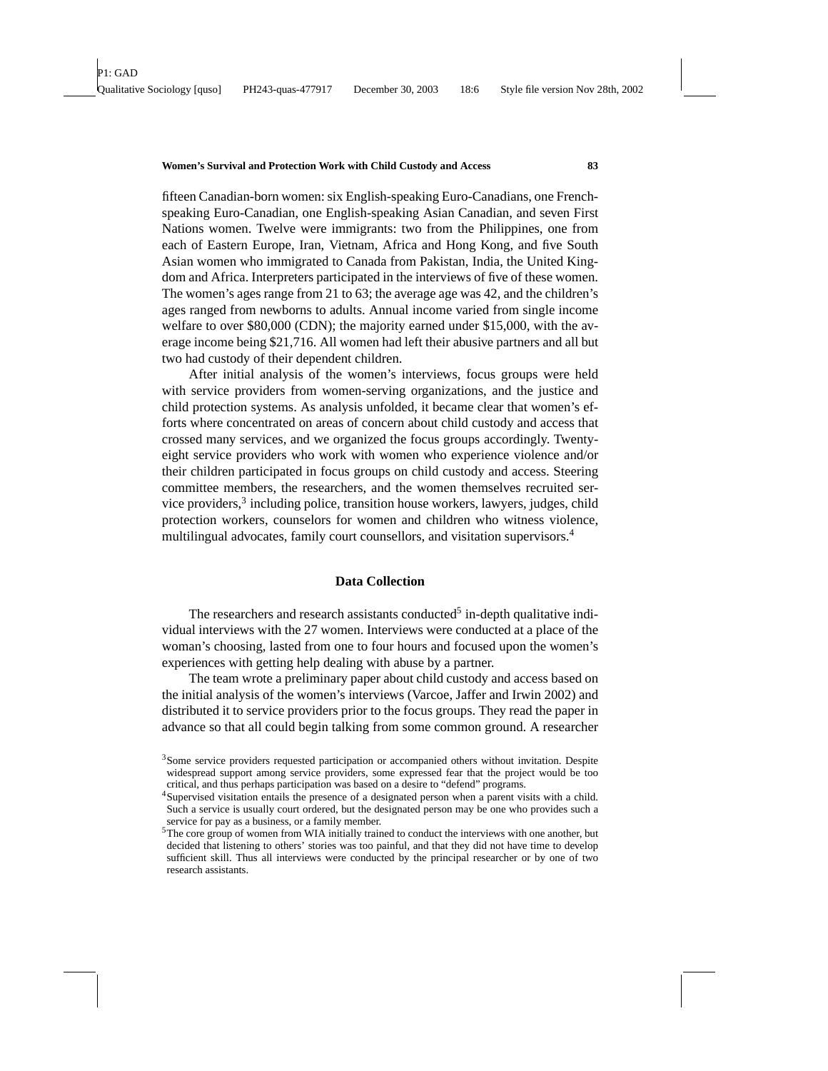fifteen Canadian-born women: six English-speaking Euro-Canadians, one French-speaking Euro-Canadian, one English-speaking Asian Canadian, and seven First Nations women. Twelve were immigrants: two from the Philippines, one from each of Eastern Europe, Iran, Vietnam, Africa and Hong Kong, and five South Asian women who immigrated to Canada from Pakistan, India, the United Kingdom and Africa. Interpreters participated in the interviews of five of these women. The women's ages range from 21 to 63; the average age was 42, and the children's ages ranged from newborns to adults. Annual income varied from single income welfare to over \$80,000 (CDN); the majority earned under \$15,000, with the average income being \$21,716. All women had left their abusive partners and all but two had custody of their dependent children.

After initial analysis of the women's interviews, focus groups were held with service providers from women-serving organizations, and the justice and child protection systems. As analysis unfolded, it became clear that women's efforts where concentrated on areas of concern about child custody and access that crossed many services, and we organized the focus groups accordingly. Twenty-eight service providers who work with women who experience violence and/or their children participated in focus groups on child custody and access. Steering committee members, the researchers, and the women themselves recruited service providers,[3] including police, transition house workers, lawyers, judges, child protection workers, counselors for women and children who witness violence, multilingual advocates, family court counsellors, and visitation supervisors.[4]

## Data Collection

The researchers and research assistants conducted[5] in-depth qualitative individual interviews with the 27 women. Interviews were conducted at a place of the woman's choosing, lasted from one to four hours and focused upon the women's experiences with getting help dealing with abuse by a partner.

The team wrote a preliminary paper about child custody and access based on the initial analysis of the women's interviews (Varcoe, Jaffer and Irwin 2002) and distributed it to service providers prior to the focus groups. They read the paper in advance so that all could begin talking from some common ground. A researcher

---

[3] Some service providers requested participation or accompanied others without invitation. Despite widespread support among service providers, some expressed fear that the project would be too critical, and thus perhaps participation was based on a desire to "defend" programs.

[4] Supervised visitation entails the presence of a designated person when a parent visits with a child. Such a service is usually court ordered, but the designated person may be one who provides such a service for pay as a business, or a family member.

[5] The core group of women from WIA initially trained to conduct the interviews with one another, but decided that listening to others' stories was too painful, and that they did not have time to develop sufficient skill. Thus all interviews were conducted by the principal researcher or by one of two research assistants.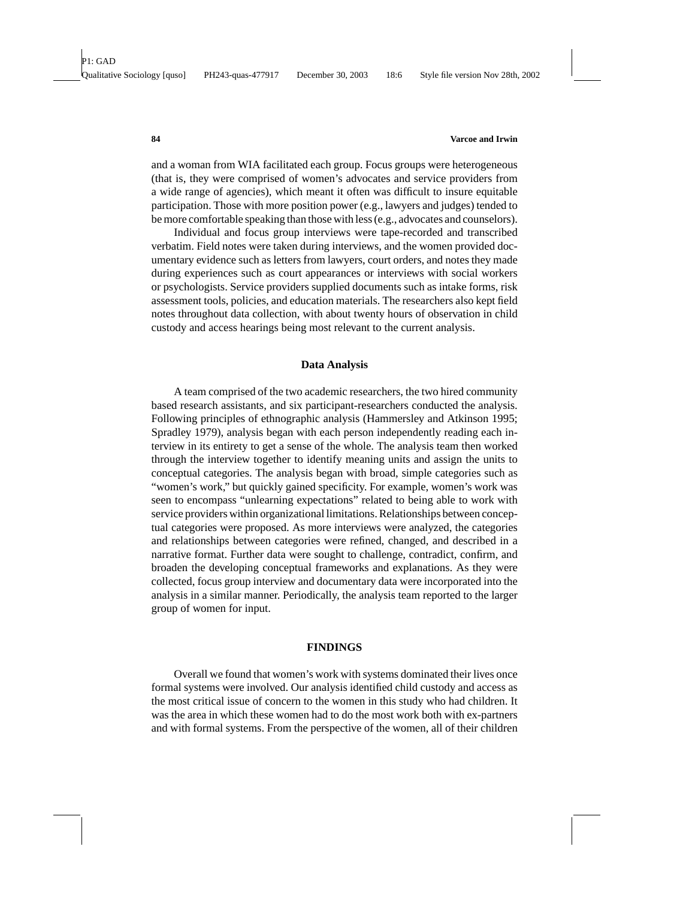and a woman from WIA facilitated each group. Focus groups were heterogeneous (that is, they were comprised of women's advocates and service providers from a wide range of agencies), which meant it often was difficult to insure equitable participation. Those with more position power (e.g., lawyers and judges) tended to be more comfortable speaking than those with less (e.g., advocates and counselors).

Individual and focus group interviews were tape-recorded and transcribed verbatim. Field notes were taken during interviews, and the women provided documentary evidence such as letters from lawyers, court orders, and notes they made during experiences such as court appearances or interviews with social workers or psychologists. Service providers supplied documents such as intake forms, risk assessment tools, policies, and education materials. The researchers also kept field notes throughout data collection, with about twenty hours of observation in child custody and access hearings being most relevant to the current analysis.

### Data Analysis

A team comprised of the two academic researchers, the two hired community based research assistants, and six participant-researchers conducted the analysis. Following principles of ethnographic analysis (Hammersley and Atkinson 1995; Spradley 1979), analysis began with each person independently reading each interview in its entirety to get a sense of the whole. The analysis team then worked through the interview together to identify meaning units and assign the units to conceptual categories. The analysis began with broad, simple categories such as "women's work," but quickly gained specificity. For example, women's work was seen to encompass "unlearning expectations" related to being able to work with service providers within organizational limitations. Relationships between conceptual categories were proposed. As more interviews were analyzed, the categories and relationships between categories were refined, changed, and described in a narrative format. Further data were sought to challenge, contradict, confirm, and broaden the developing conceptual frameworks and explanations. As they were collected, focus group interview and documentary data were incorporated into the analysis in a similar manner. Periodically, the analysis team reported to the larger group of women for input.

## FINDINGS

Overall we found that women's work with systems dominated their lives once formal systems were involved. Our analysis identified child custody and access as the most critical issue of concern to the women in this study who had children. It was the area in which these women had to do the most work both with ex-partners and with formal systems. From the perspective of the women, all of their children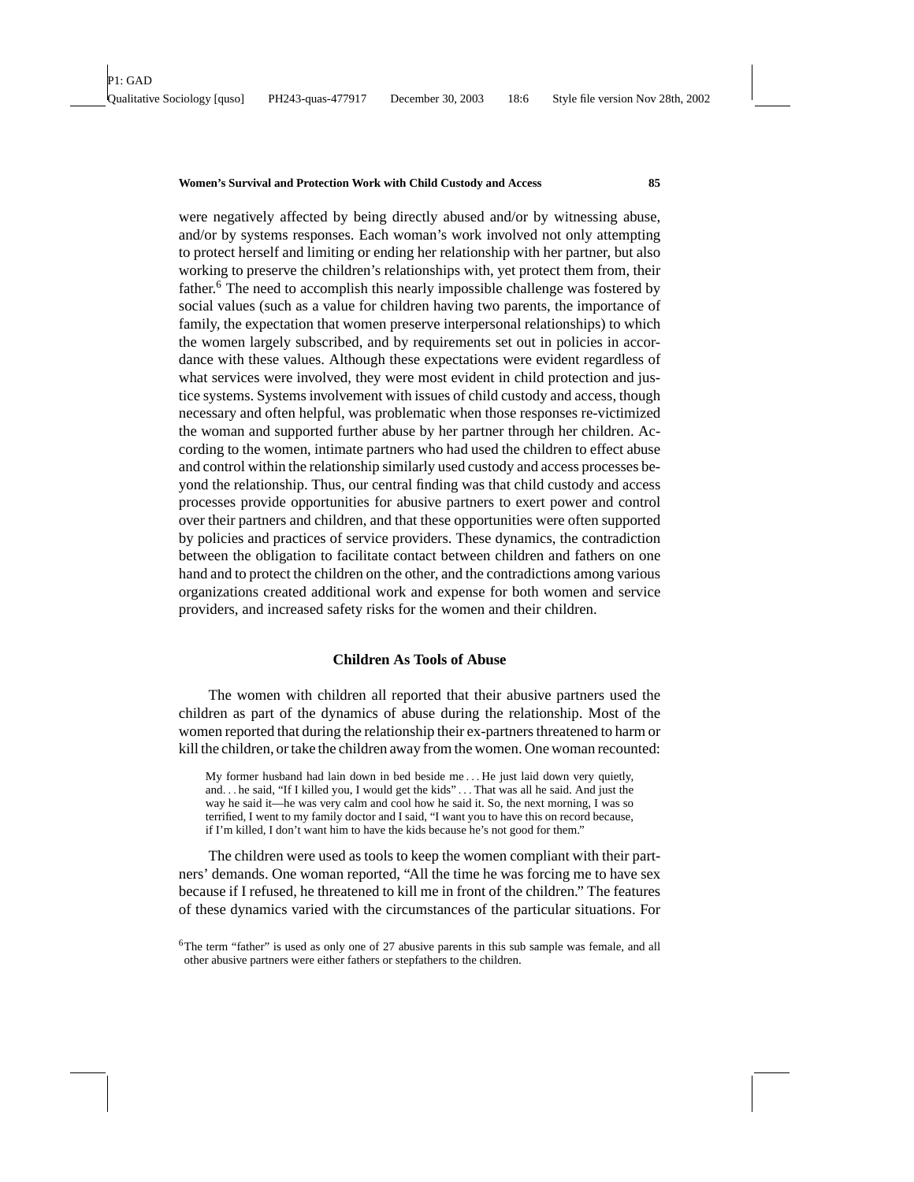were negatively affected by being directly abused and/or by witnessing abuse, and/or by systems responses. Each woman's work involved not only attempting to protect herself and limiting or ending her relationship with her partner, but also working to preserve the children's relationships with, yet protect them from, their father.[6] The need to accomplish this nearly impossible challenge was fostered by social values (such as a value for children having two parents, the importance of family, the expectation that women preserve interpersonal relationships) to which the women largely subscribed, and by requirements set out in policies in accordance with these values. Although these expectations were evident regardless of what services were involved, they were most evident in child protection and justice systems. Systems involvement with issues of child custody and access, though necessary and often helpful, was problematic when those responses re-victimized the woman and supported further abuse by her partner through her children. According to the women, intimate partners who had used the children to effect abuse and control within the relationship similarly used custody and access processes beyond the relationship. Thus, our central finding was that child custody and access processes provide opportunities for abusive partners to exert power and control over their partners and children, and that these opportunities were often supported by policies and practices of service providers. These dynamics, the contradiction between the obligation to facilitate contact between children and fathers on one hand and to protect the children on the other, and the contradictions among various organizations created additional work and expense for both women and service providers, and increased safety risks for the women and their children.

### Children As Tools of Abuse

The women with children all reported that their abusive partners used the children as part of the dynamics of abuse during the relationship. Most of the women reported that during the relationship their ex-partners threatened to harm or kill the children, or take the children away from the women. One woman recounted:

> My former husband had lain down in bed beside me . . . He just laid down very quietly, and. . . he said, "If I killed you, I would get the kids" . . . That was all he said. And just the way he said it—he was very calm and cool how he said it. So, the next morning, I was so terrified, I went to my family doctor and I said, "I want you to have this on record because, if I'm killed, I don't want him to have the kids because he's not good for them."

The children were used as tools to keep the women compliant with their partners' demands. One woman reported, "All the time he was forcing me to have sex because if I refused, he threatened to kill me in front of the children." The features of these dynamics varied with the circumstances of the particular situations. For

[6]The term "father" is used as only one of 27 abusive parents in this sub sample was female, and all other abusive partners were either fathers or stepfathers to the children.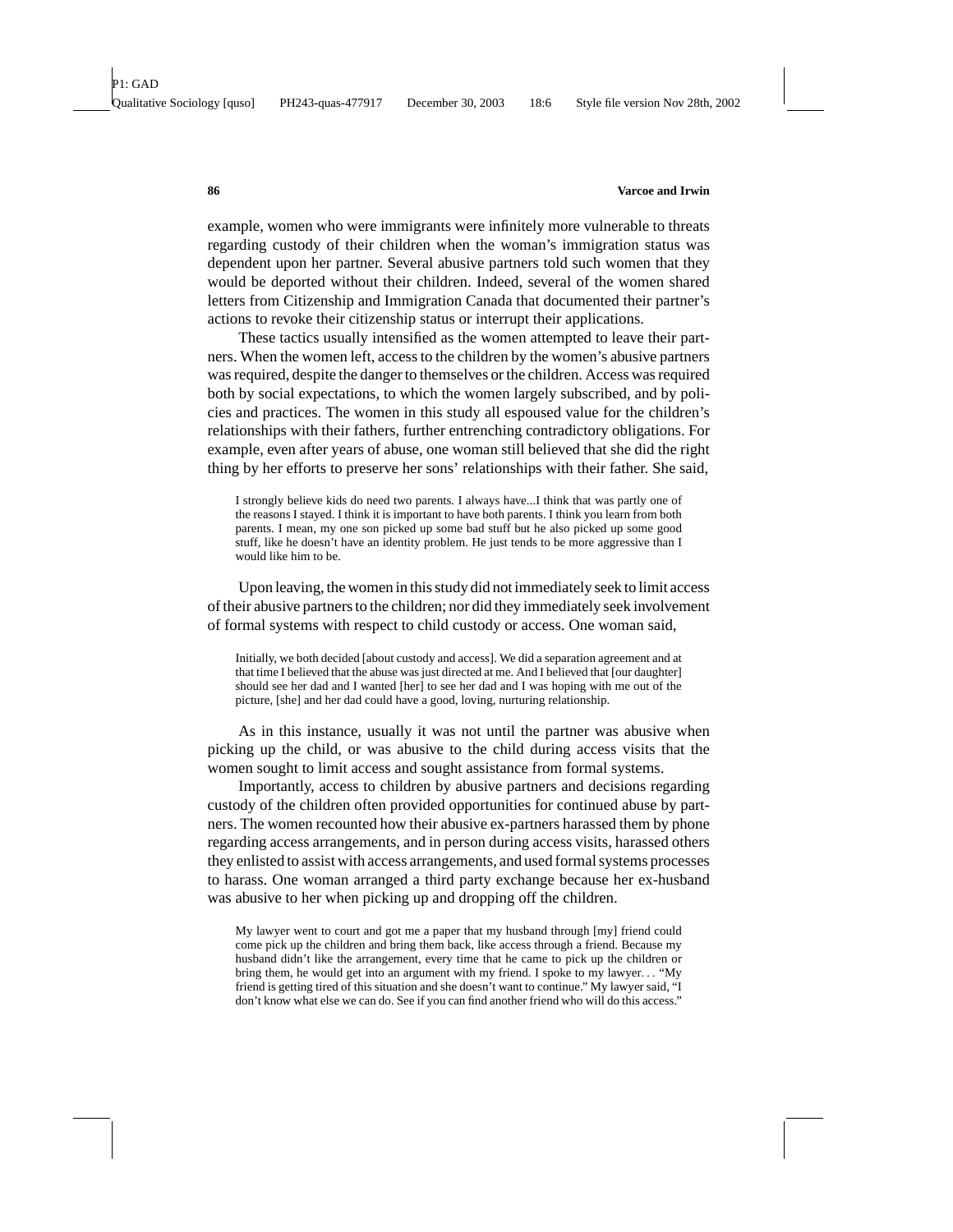example, women who were immigrants were infinitely more vulnerable to threats regarding custody of their children when the woman's immigration status was dependent upon her partner. Several abusive partners told such women that they would be deported without their children. Indeed, several of the women shared letters from Citizenship and Immigration Canada that documented their partner's actions to revoke their citizenship status or interrupt their applications.

These tactics usually intensified as the women attempted to leave their partners. When the women left, access to the children by the women's abusive partners was required, despite the danger to themselves or the children. Access was required both by social expectations, to which the women largely subscribed, and by policies and practices. The women in this study all espoused value for the children's relationships with their fathers, further entrenching contradictory obligations. For example, even after years of abuse, one woman still believed that she did the right thing by her efforts to preserve her sons' relationships with their father. She said,

> I strongly believe kids do need two parents. I always have...I think that was partly one of the reasons I stayed. I think it is important to have both parents. I think you learn from both parents. I mean, my one son picked up some bad stuff but he also picked up some good stuff, like he doesn't have an identity problem. He just tends to be more aggressive than I would like him to be.

Upon leaving, the women in this study did not immediately seek to limit access of their abusive partners to the children; nor did they immediately seek involvement of formal systems with respect to child custody or access. One woman said,

> Initially, we both decided [about custody and access]. We did a separation agreement and at that time I believed that the abuse was just directed at me. And I believed that [our daughter] should see her dad and I wanted [her] to see her dad and I was hoping with me out of the picture, [she] and her dad could have a good, loving, nurturing relationship.

As in this instance, usually it was not until the partner was abusive when picking up the child, or was abusive to the child during access visits that the women sought to limit access and sought assistance from formal systems.

Importantly, access to children by abusive partners and decisions regarding custody of the children often provided opportunities for continued abuse by partners. The women recounted how their abusive ex-partners harassed them by phone regarding access arrangements, and in person during access visits, harassed others they enlisted to assist with access arrangements, and used formal systems processes to harass. One woman arranged a third party exchange because her ex-husband was abusive to her when picking up and dropping off the children.

> My lawyer went to court and got me a paper that my husband through [my] friend could come pick up the children and bring them back, like access through a friend. Because my husband didn't like the arrangement, every time that he came to pick up the children or bring them, he would get into an argument with my friend. I spoke to my lawyer. . . "My friend is getting tired of this situation and she doesn't want to continue." My lawyer said, "I don't know what else we can do. See if you can find another friend who will do this access."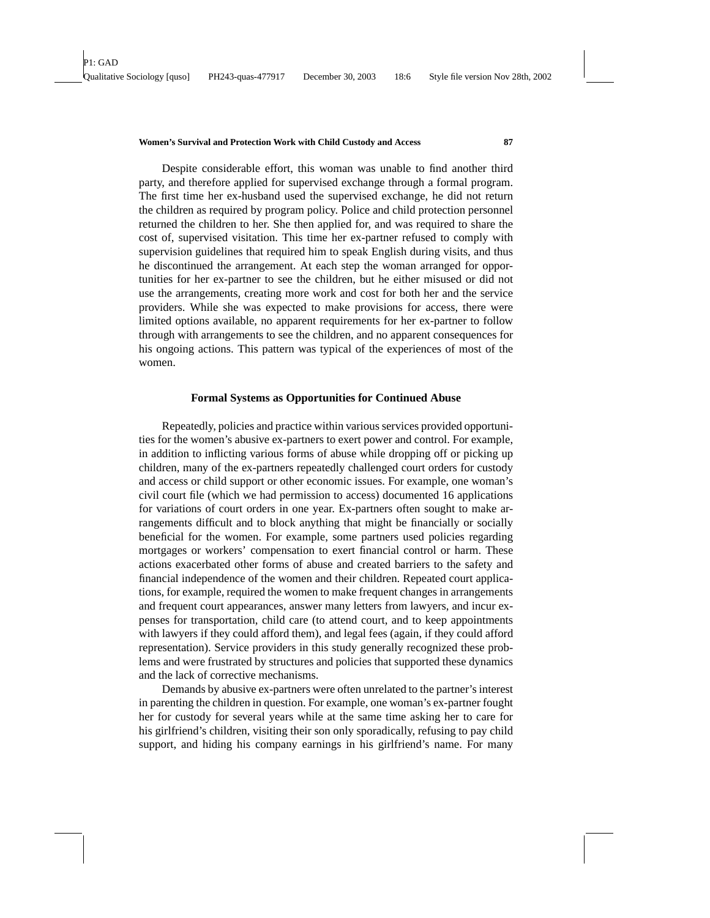Despite considerable effort, this woman was unable to find another third party, and therefore applied for supervised exchange through a formal program. The first time her ex-husband used the supervised exchange, he did not return the children as required by program policy. Police and child protection personnel returned the children to her. She then applied for, and was required to share the cost of, supervised visitation. This time her ex-partner refused to comply with supervision guidelines that required him to speak English during visits, and thus he discontinued the arrangement. At each step the woman arranged for opportunities for her ex-partner to see the children, but he either misused or did not use the arrangements, creating more work and cost for both her and the service providers. While she was expected to make provisions for access, there were limited options available, no apparent requirements for her ex-partner to follow through with arrangements to see the children, and no apparent consequences for his ongoing actions. This pattern was typical of the experiences of most of the women.

### Formal Systems as Opportunities for Continued Abuse

Repeatedly, policies and practice within various services provided opportunities for the women's abusive ex-partners to exert power and control. For example, in addition to inflicting various forms of abuse while dropping off or picking up children, many of the ex-partners repeatedly challenged court orders for custody and access or child support or other economic issues. For example, one woman's civil court file (which we had permission to access) documented 16 applications for variations of court orders in one year. Ex-partners often sought to make arrangements difficult and to block anything that might be financially or socially beneficial for the women. For example, some partners used policies regarding mortgages or workers' compensation to exert financial control or harm. These actions exacerbated other forms of abuse and created barriers to the safety and financial independence of the women and their children. Repeated court applications, for example, required the women to make frequent changes in arrangements and frequent court appearances, answer many letters from lawyers, and incur expenses for transportation, child care (to attend court, and to keep appointments with lawyers if they could afford them), and legal fees (again, if they could afford representation). Service providers in this study generally recognized these problems and were frustrated by structures and policies that supported these dynamics and the lack of corrective mechanisms.

Demands by abusive ex-partners were often unrelated to the partner's interest in parenting the children in question. For example, one woman's ex-partner fought her for custody for several years while at the same time asking her to care for his girlfriend's children, visiting their son only sporadically, refusing to pay child support, and hiding his company earnings in his girlfriend's name. For many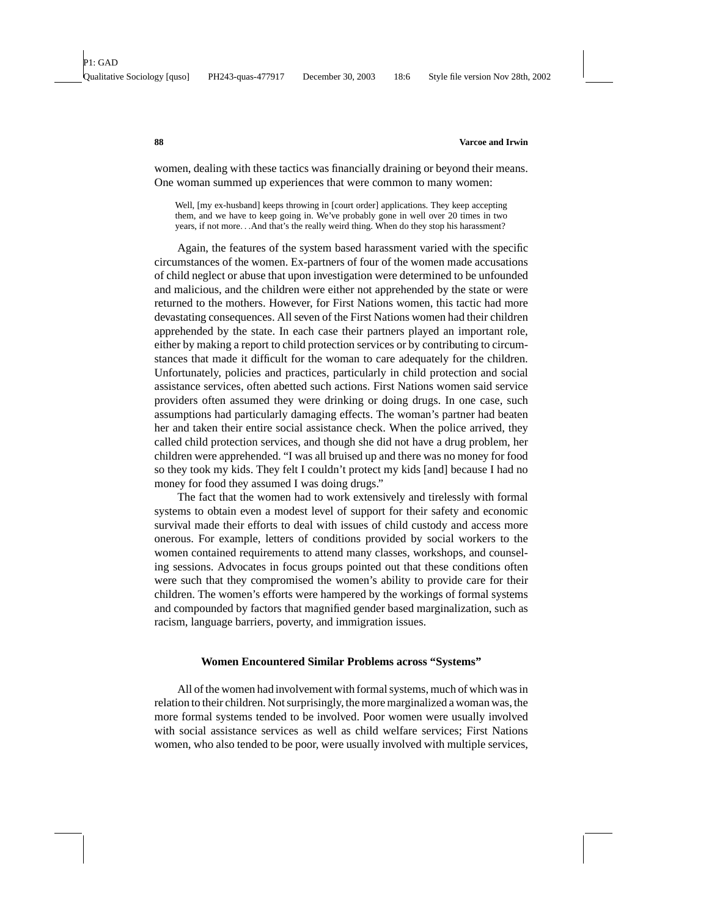women, dealing with these tactics was financially draining or beyond their means. One woman summed up experiences that were common to many women:

> Well, [my ex-husband] keeps throwing in [court order] applications. They keep accepting them, and we have to keep going in. We've probably gone in well over 20 times in two years, if not more. . .And that's the really weird thing. When do they stop his harassment?

Again, the features of the system based harassment varied with the specific circumstances of the women. Ex-partners of four of the women made accusations of child neglect or abuse that upon investigation were determined to be unfounded and malicious, and the children were either not apprehended by the state or were returned to the mothers. However, for First Nations women, this tactic had more devastating consequences. All seven of the First Nations women had their children apprehended by the state. In each case their partners played an important role, either by making a report to child protection services or by contributing to circumstances that made it difficult for the woman to care adequately for the children. Unfortunately, policies and practices, particularly in child protection and social assistance services, often abetted such actions. First Nations women said service providers often assumed they were drinking or doing drugs. In one case, such assumptions had particularly damaging effects. The woman's partner had beaten her and taken their entire social assistance check. When the police arrived, they called child protection services, and though she did not have a drug problem, her children were apprehended. "I was all bruised up and there was no money for food so they took my kids. They felt I couldn't protect my kids [and] because I had no money for food they assumed I was doing drugs."

The fact that the women had to work extensively and tirelessly with formal systems to obtain even a modest level of support for their safety and economic survival made their efforts to deal with issues of child custody and access more onerous. For example, letters of conditions provided by social workers to the women contained requirements to attend many classes, workshops, and counseling sessions. Advocates in focus groups pointed out that these conditions often were such that they compromised the women's ability to provide care for their children. The women's efforts were hampered by the workings of formal systems and compounded by factors that magnified gender based marginalization, such as racism, language barriers, poverty, and immigration issues.

### Women Encountered Similar Problems across "Systems"

All of the women had involvement with formal systems, much of which was in relation to their children. Not surprisingly, the more marginalized a woman was, the more formal systems tended to be involved. Poor women were usually involved with social assistance services as well as child welfare services; First Nations women, who also tended to be poor, were usually involved with multiple services,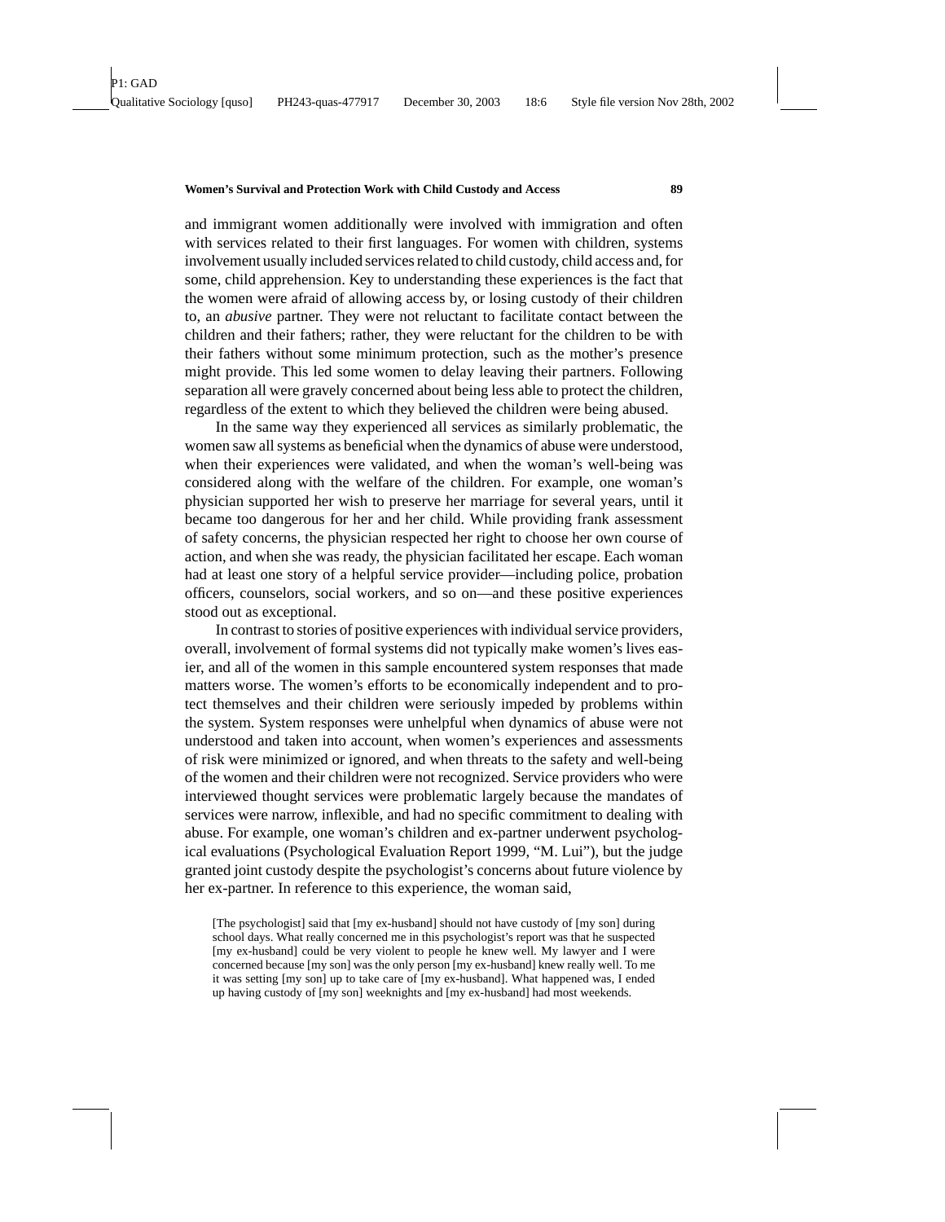and immigrant women additionally were involved with immigration and often with services related to their first languages. For women with children, systems involvement usually included services related to child custody, child access and, for some, child apprehension. Key to understanding these experiences is the fact that the women were afraid of allowing access by, or losing custody of their children to, an *abusive* partner. They were not reluctant to facilitate contact between the children and their fathers; rather, they were reluctant for the children to be with their fathers without some minimum protection, such as the mother's presence might provide. This led some women to delay leaving their partners. Following separation all were gravely concerned about being less able to protect the children, regardless of the extent to which they believed the children were being abused.

In the same way they experienced all services as similarly problematic, the women saw all systems as beneficial when the dynamics of abuse were understood, when their experiences were validated, and when the woman's well-being was considered along with the welfare of the children. For example, one woman's physician supported her wish to preserve her marriage for several years, until it became too dangerous for her and her child. While providing frank assessment of safety concerns, the physician respected her right to choose her own course of action, and when she was ready, the physician facilitated her escape. Each woman had at least one story of a helpful service provider—including police, probation officers, counselors, social workers, and so on—and these positive experiences stood out as exceptional.

In contrast to stories of positive experiences with individual service providers, overall, involvement of formal systems did not typically make women's lives easier, and all of the women in this sample encountered system responses that made matters worse. The women's efforts to be economically independent and to protect themselves and their children were seriously impeded by problems within the system. System responses were unhelpful when dynamics of abuse were not understood and taken into account, when women's experiences and assessments of risk were minimized or ignored, and when threats to the safety and well-being of the women and their children were not recognized. Service providers who were interviewed thought services were problematic largely because the mandates of services were narrow, inflexible, and had no specific commitment to dealing with abuse. For example, one woman's children and ex-partner underwent psychological evaluations (Psychological Evaluation Report 1999, "M. Lui"), but the judge granted joint custody despite the psychologist's concerns about future violence by her ex-partner. In reference to this experience, the woman said,

> [The psychologist] said that [my ex-husband] should not have custody of [my son] during school days. What really concerned me in this psychologist's report was that he suspected [my ex-husband] could be very violent to people he knew well. My lawyer and I were concerned because [my son] was the only person [my ex-husband] knew really well. To me it was setting [my son] up to take care of [my ex-husband]. What happened was, I ended up having custody of [my son] weeknights and [my ex-husband] had most weekends.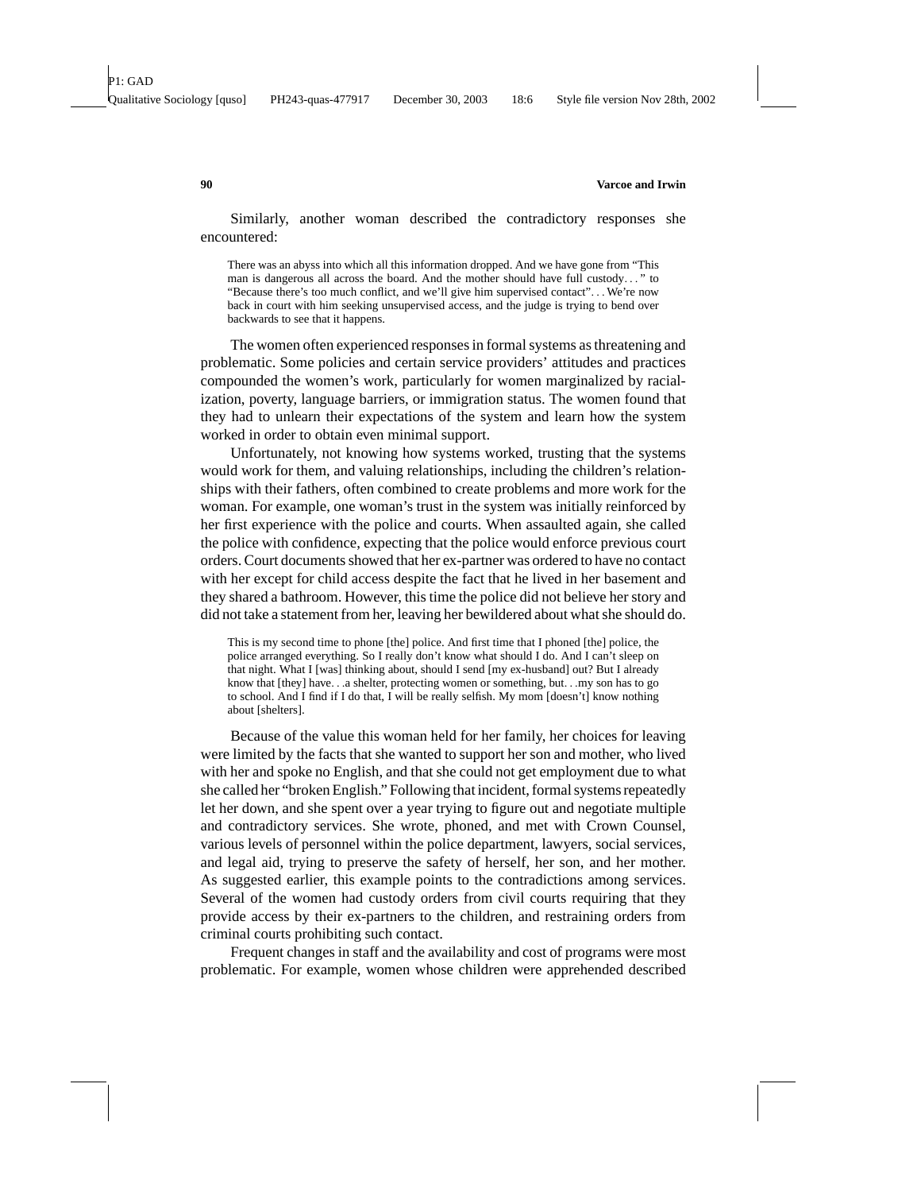Similarly, another woman described the contradictory responses she encountered:

> There was an abyss into which all this information dropped. And we have gone from "This man is dangerous all across the board. And the mother should have full custody. . . " to "Because there's too much conflict, and we'll give him supervised contact". . . We're now back in court with him seeking unsupervised access, and the judge is trying to bend over backwards to see that it happens.

The women often experienced responses in formal systems as threatening and problematic. Some policies and certain service providers' attitudes and practices compounded the women's work, particularly for women marginalized by racialization, poverty, language barriers, or immigration status. The women found that they had to unlearn their expectations of the system and learn how the system worked in order to obtain even minimal support.

Unfortunately, not knowing how systems worked, trusting that the systems would work for them, and valuing relationships, including the children's relationships with their fathers, often combined to create problems and more work for the woman. For example, one woman's trust in the system was initially reinforced by her first experience with the police and courts. When assaulted again, she called the police with confidence, expecting that the police would enforce previous court orders. Court documents showed that her ex-partner was ordered to have no contact with her except for child access despite the fact that he lived in her basement and they shared a bathroom. However, this time the police did not believe her story and did not take a statement from her, leaving her bewildered about what she should do.

> This is my second time to phone [the] police. And first time that I phoned [the] police, the police arranged everything. So I really don't know what should I do. And I can't sleep on that night. What I [was] thinking about, should I send [my ex-husband] out? But I already know that [they] have. . .a shelter, protecting women or something, but. . .my son has to go to school. And I find if I do that, I will be really selfish. My mom [doesn't] know nothing about [shelters].

Because of the value this woman held for her family, her choices for leaving were limited by the facts that she wanted to support her son and mother, who lived with her and spoke no English, and that she could not get employment due to what she called her "broken English." Following that incident, formal systems repeatedly let her down, and she spent over a year trying to figure out and negotiate multiple and contradictory services. She wrote, phoned, and met with Crown Counsel, various levels of personnel within the police department, lawyers, social services, and legal aid, trying to preserve the safety of herself, her son, and her mother. As suggested earlier, this example points to the contradictions among services. Several of the women had custody orders from civil courts requiring that they provide access by their ex-partners to the children, and restraining orders from criminal courts prohibiting such contact.

Frequent changes in staff and the availability and cost of programs were most problematic. For example, women whose children were apprehended described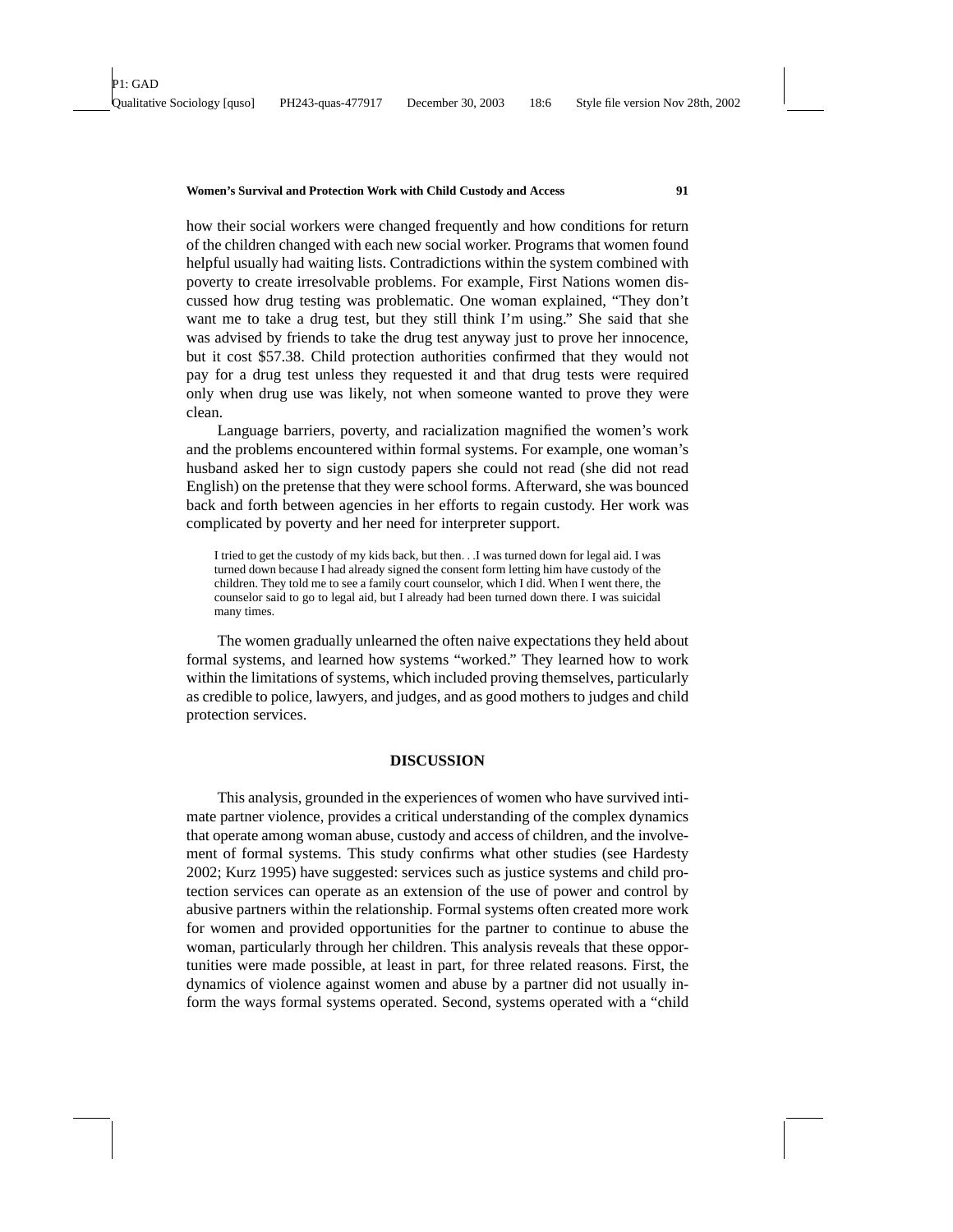how their social workers were changed frequently and how conditions for return of the children changed with each new social worker. Programs that women found helpful usually had waiting lists. Contradictions within the system combined with poverty to create irresolvable problems. For example, First Nations women discussed how drug testing was problematic. One woman explained, "They don't want me to take a drug test, but they still think I'm using." She said that she was advised by friends to take the drug test anyway just to prove her innocence, but it cost $57.38. Child protection authorities confirmed that they would not pay for a drug test unless they requested it and that drug tests were required only when drug use was likely, not when someone wanted to prove they were clean.

Language barriers, poverty, and racialization magnified the women's work and the problems encountered within formal systems. For example, one woman's husband asked her to sign custody papers she could not read (she did not read English) on the pretense that they were school forms. Afterward, she was bounced back and forth between agencies in her efforts to regain custody. Her work was complicated by poverty and her need for interpreter support.

> I tried to get the custody of my kids back, but then. . .I was turned down for legal aid. I was turned down because I had already signed the consent form letting him have custody of the children. They told me to see a family court counselor, which I did. When I went there, the counselor said to go to legal aid, but I already had been turned down there. I was suicidal many times.

The women gradually unlearned the often naive expectations they held about formal systems, and learned how systems "worked." They learned how to work within the limitations of systems, which included proving themselves, particularly as credible to police, lawyers, and judges, and as good mothers to judges and child protection services.

## DISCUSSION

This analysis, grounded in the experiences of women who have survived intimate partner violence, provides a critical understanding of the complex dynamics that operate among woman abuse, custody and access of children, and the involvement of formal systems. This study confirms what other studies (see Hardesty 2002; Kurz 1995) have suggested: services such as justice systems and child protection services can operate as an extension of the use of power and control by abusive partners within the relationship. Formal systems often created more work for women and provided opportunities for the partner to continue to abuse the woman, particularly through her children. This analysis reveals that these opportunities were made possible, at least in part, for three related reasons. First, the dynamics of violence against women and abuse by a partner did not usually inform the ways formal systems operated. Second, systems operated with a "child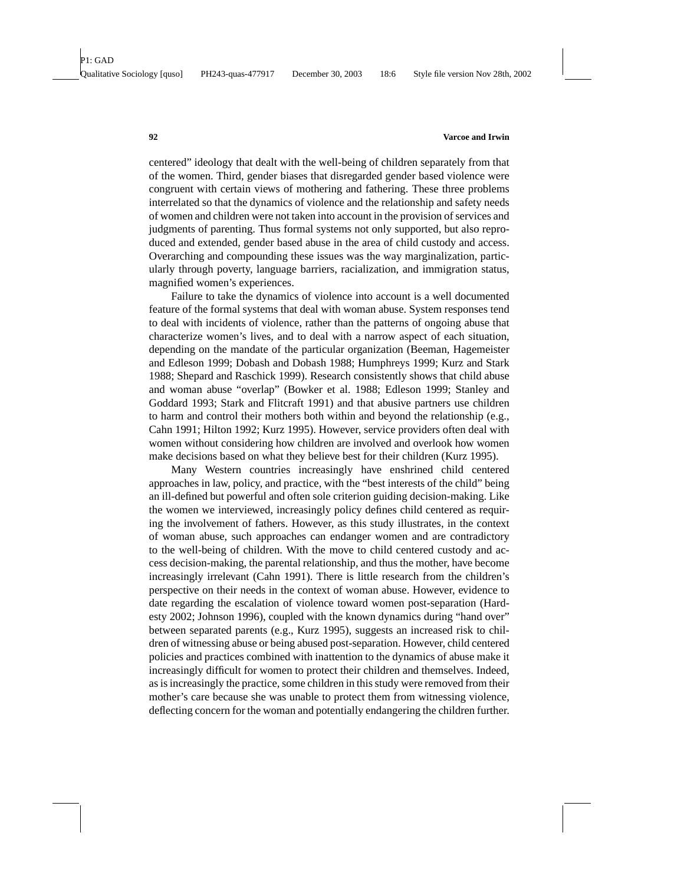centered" ideology that dealt with the well-being of children separately from that of the women. Third, gender biases that disregarded gender based violence were congruent with certain views of mothering and fathering. These three problems interrelated so that the dynamics of violence and the relationship and safety needs of women and children were not taken into account in the provision of services and judgments of parenting. Thus formal systems not only supported, but also reproduced and extended, gender based abuse in the area of child custody and access. Overarching and compounding these issues was the way marginalization, particularly through poverty, language barriers, racialization, and immigration status, magnified women's experiences.

Failure to take the dynamics of violence into account is a well documented feature of the formal systems that deal with woman abuse. System responses tend to deal with incidents of violence, rather than the patterns of ongoing abuse that characterize women's lives, and to deal with a narrow aspect of each situation, depending on the mandate of the particular organization (Beeman, Hagemeister and Edleson 1999; Dobash and Dobash 1988; Humphreys 1999; Kurz and Stark 1988; Shepard and Raschick 1999). Research consistently shows that child abuse and woman abuse "overlap" (Bowker et al. 1988; Edleson 1999; Stanley and Goddard 1993; Stark and Flitcraft 1991) and that abusive partners use children to harm and control their mothers both within and beyond the relationship (e.g., Cahn 1991; Hilton 1992; Kurz 1995). However, service providers often deal with women without considering how children are involved and overlook how women make decisions based on what they believe best for their children (Kurz 1995).

Many Western countries increasingly have enshrined child centered approaches in law, policy, and practice, with the "best interests of the child" being an ill-defined but powerful and often sole criterion guiding decision-making. Like the women we interviewed, increasingly policy defines child centered as requiring the involvement of fathers. However, as this study illustrates, in the context of woman abuse, such approaches can endanger women and are contradictory to the well-being of children. With the move to child centered custody and access decision-making, the parental relationship, and thus the mother, have become increasingly irrelevant (Cahn 1991). There is little research from the children's perspective on their needs in the context of woman abuse. However, evidence to date regarding the escalation of violence toward women post-separation (Hardesty 2002; Johnson 1996), coupled with the known dynamics during "hand over" between separated parents (e.g., Kurz 1995), suggests an increased risk to children of witnessing abuse or being abused post-separation. However, child centered policies and practices combined with inattention to the dynamics of abuse make it increasingly difficult for women to protect their children and themselves. Indeed, as is increasingly the practice, some children in this study were removed from their mother's care because she was unable to protect them from witnessing violence, deflecting concern for the woman and potentially endangering the children further.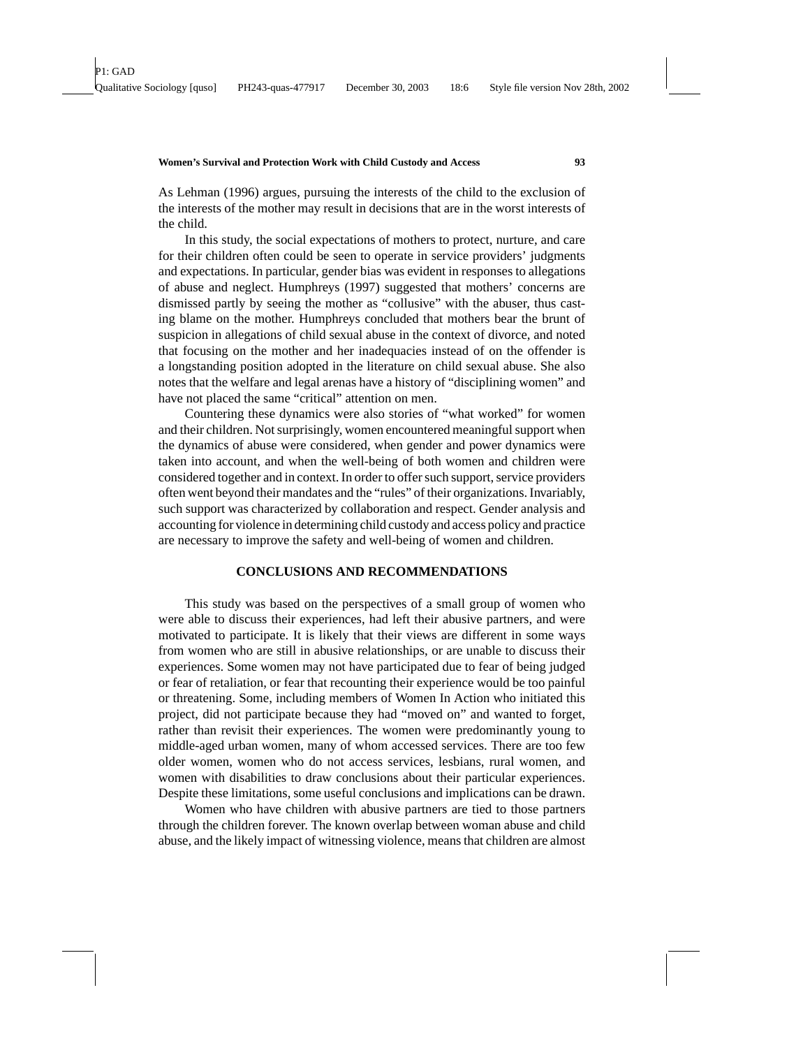As Lehman (1996) argues, pursuing the interests of the child to the exclusion of the interests of the mother may result in decisions that are in the worst interests of the child.

In this study, the social expectations of mothers to protect, nurture, and care for their children often could be seen to operate in service providers' judgments and expectations. In particular, gender bias was evident in responses to allegations of abuse and neglect. Humphreys (1997) suggested that mothers' concerns are dismissed partly by seeing the mother as "collusive" with the abuser, thus casting blame on the mother. Humphreys concluded that mothers bear the brunt of suspicion in allegations of child sexual abuse in the context of divorce, and noted that focusing on the mother and her inadequacies instead of on the offender is a longstanding position adopted in the literature on child sexual abuse. She also notes that the welfare and legal arenas have a history of "disciplining women" and have not placed the same "critical" attention on men.

Countering these dynamics were also stories of "what worked" for women and their children. Not surprisingly, women encountered meaningful support when the dynamics of abuse were considered, when gender and power dynamics were taken into account, and when the well-being of both women and children were considered together and in context. In order to offer such support, service providers often went beyond their mandates and the "rules" of their organizations. Invariably, such support was characterized by collaboration and respect. Gender analysis and accounting for violence in determining child custody and access policy and practice are necessary to improve the safety and well-being of women and children.

## CONCLUSIONS AND RECOMMENDATIONS

This study was based on the perspectives of a small group of women who were able to discuss their experiences, had left their abusive partners, and were motivated to participate. It is likely that their views are different in some ways from women who are still in abusive relationships, or are unable to discuss their experiences. Some women may not have participated due to fear of being judged or fear of retaliation, or fear that recounting their experience would be too painful or threatening. Some, including members of Women In Action who initiated this project, did not participate because they had "moved on" and wanted to forget, rather than revisit their experiences. The women were predominantly young to middle-aged urban women, many of whom accessed services. There are too few older women, women who do not access services, lesbians, rural women, and women with disabilities to draw conclusions about their particular experiences. Despite these limitations, some useful conclusions and implications can be drawn.

Women who have children with abusive partners are tied to those partners through the children forever. The known overlap between woman abuse and child abuse, and the likely impact of witnessing violence, means that children are almost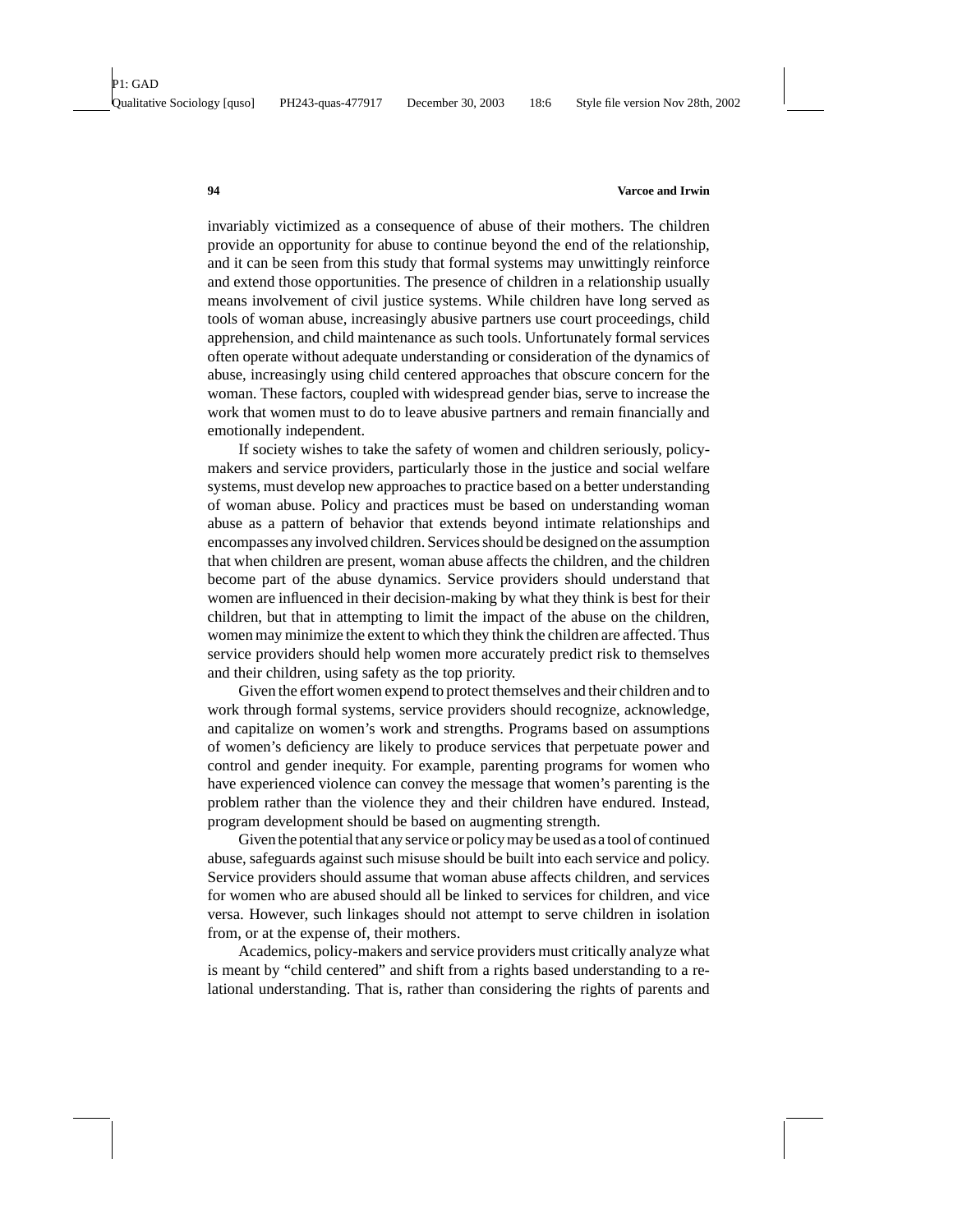invariably victimized as a consequence of abuse of their mothers. The children provide an opportunity for abuse to continue beyond the end of the relationship, and it can be seen from this study that formal systems may unwittingly reinforce and extend those opportunities. The presence of children in a relationship usually means involvement of civil justice systems. While children have long served as tools of woman abuse, increasingly abusive partners use court proceedings, child apprehension, and child maintenance as such tools. Unfortunately formal services often operate without adequate understanding or consideration of the dynamics of abuse, increasingly using child centered approaches that obscure concern for the woman. These factors, coupled with widespread gender bias, serve to increase the work that women must to do to leave abusive partners and remain financially and emotionally independent.

If society wishes to take the safety of women and children seriously, policy-makers and service providers, particularly those in the justice and social welfare systems, must develop new approaches to practice based on a better understanding of woman abuse. Policy and practices must be based on understanding woman abuse as a pattern of behavior that extends beyond intimate relationships and encompasses any involved children. Services should be designed on the assumption that when children are present, woman abuse affects the children, and the children become part of the abuse dynamics. Service providers should understand that women are influenced in their decision-making by what they think is best for their children, but that in attempting to limit the impact of the abuse on the children, women may minimize the extent to which they think the children are affected. Thus service providers should help women more accurately predict risk to themselves and their children, using safety as the top priority.

Given the effort women expend to protect themselves and their children and to work through formal systems, service providers should recognize, acknowledge, and capitalize on women's work and strengths. Programs based on assumptions of women's deficiency are likely to produce services that perpetuate power and control and gender inequity. For example, parenting programs for women who have experienced violence can convey the message that women's parenting is the problem rather than the violence they and their children have endured. Instead, program development should be based on augmenting strength.

Given the potential that any service or policy may be used as a tool of continued abuse, safeguards against such misuse should be built into each service and policy. Service providers should assume that woman abuse affects children, and services for women who are abused should all be linked to services for children, and vice versa. However, such linkages should not attempt to serve children in isolation from, or at the expense of, their mothers.

Academics, policy-makers and service providers must critically analyze what is meant by "child centered" and shift from a rights based understanding to a relational understanding. That is, rather than considering the rights of parents and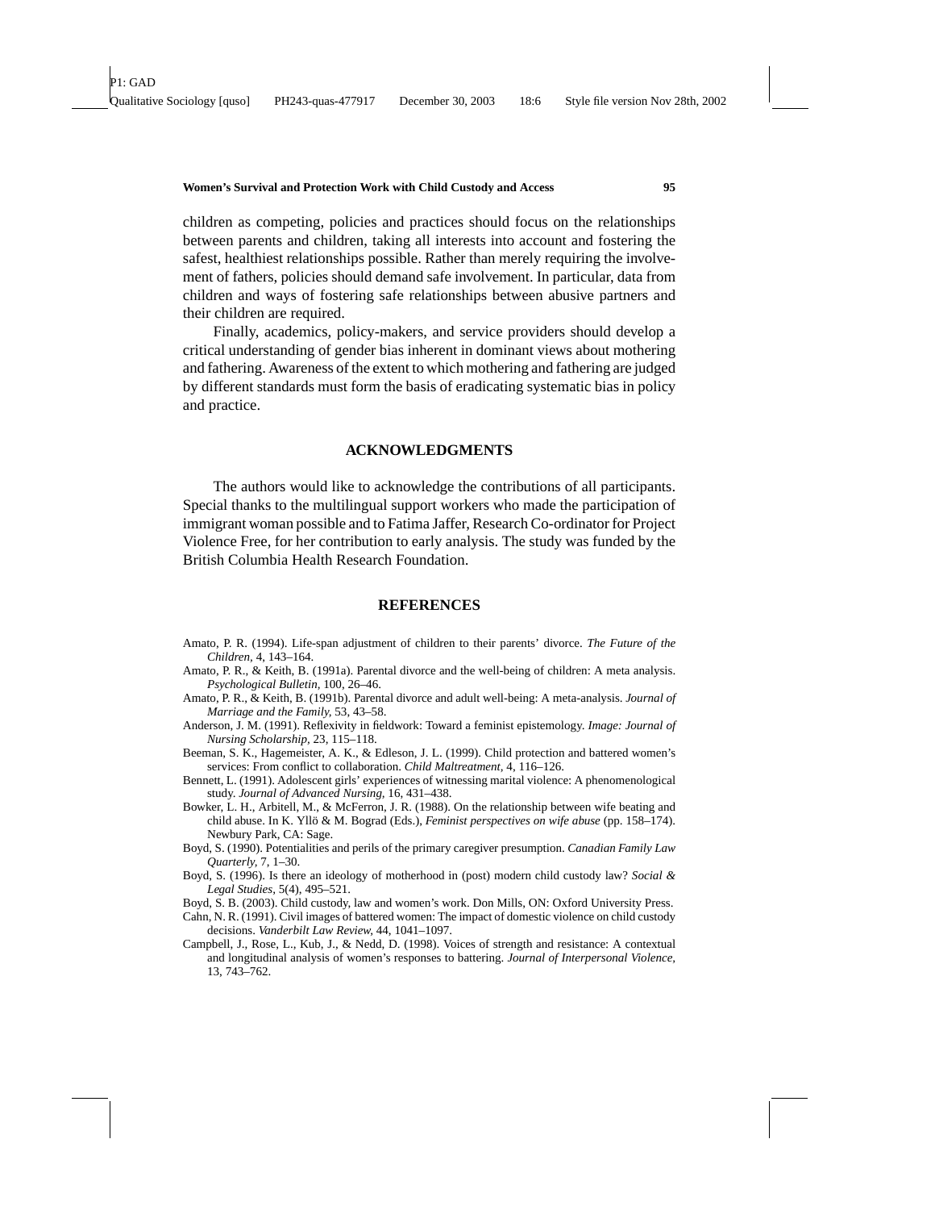children as competing, policies and practices should focus on the relationships between parents and children, taking all interests into account and fostering the safest, healthiest relationships possible. Rather than merely requiring the involvement of fathers, policies should demand safe involvement. In particular, data from children and ways of fostering safe relationships between abusive partners and their children are required.

Finally, academics, policy-makers, and service providers should develop a critical understanding of gender bias inherent in dominant views about mothering and fathering. Awareness of the extent to which mothering and fathering are judged by different standards must form the basis of eradicating systematic bias in policy and practice.

## ACKNOWLEDGMENTS

The authors would like to acknowledge the contributions of all participants. Special thanks to the multilingual support workers who made the participation of immigrant woman possible and to Fatima Jaffer, Research Co-ordinator for Project Violence Free, for her contribution to early analysis. The study was funded by the British Columbia Health Research Foundation.

## REFERENCES

Amato, P. R. (1994). Life-span adjustment of children to their parents' divorce. *The Future of the Children*, 4, 143–164.

Amato, P. R., & Keith, B. (1991a). Parental divorce and the well-being of children: A meta analysis. *Psychological Bulletin*, 100, 26–46.

Amato, P. R., & Keith, B. (1991b). Parental divorce and adult well-being: A meta-analysis. *Journal of Marriage and the Family*, 53, 43–58.

Anderson, J. M. (1991). Reflexivity in fieldwork: Toward a feminist epistemology. *Image: Journal of Nursing Scholarship*, 23, 115–118.

Beeman, S. K., Hagemeister, A. K., & Edleson, J. L. (1999). Child protection and battered women's services: From conflict to collaboration. *Child Maltreatment*, 4, 116–126.

Bennett, L. (1991). Adolescent girls' experiences of witnessing marital violence: A phenomenological study. *Journal of Advanced Nursing*, 16, 431–438.

Bowker, L. H., Arbitell, M., & McFerron, J. R. (1988). On the relationship between wife beating and child abuse. In K. Yllö & M. Bograd (Eds.), *Feminist perspectives on wife abuse* (pp. 158–174). Newbury Park, CA: Sage.

Boyd, S. (1990). Potentialities and perils of the primary caregiver presumption. *Canadian Family Law Quarterly*, 7, 1–30.

Boyd, S. (1996). Is there an ideology of motherhood in (post) modern child custody law? *Social & Legal Studies*, 5(4), 495–521.

Boyd, S. B. (2003). Child custody, law and women's work. Don Mills, ON: Oxford University Press.

Cahn, N. R. (1991). Civil images of battered women: The impact of domestic violence on child custody decisions. *Vanderbilt Law Review*, 44, 1041–1097.

Campbell, J., Rose, L., Kub, J., & Nedd, D. (1998). Voices of strength and resistance: A contextual and longitudinal analysis of women's responses to battering. *Journal of Interpersonal Violence*, 13, 743–762.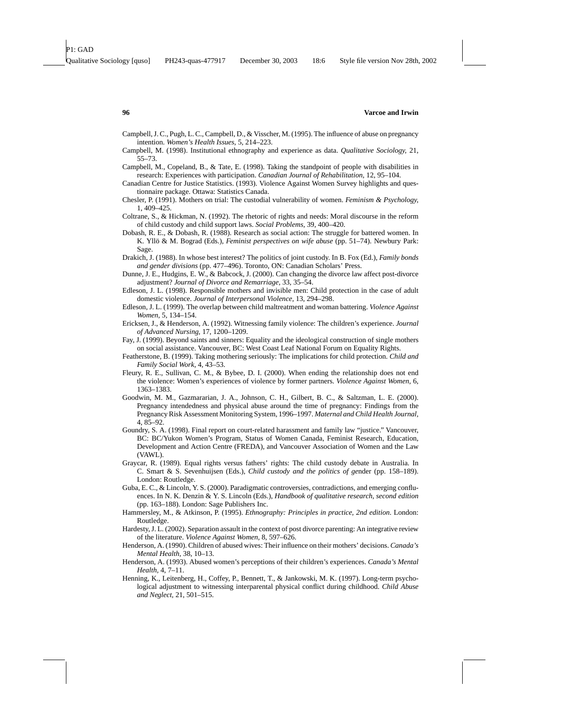Campbell, J. C., Pugh, L. C., Campbell, D., & Visscher, M. (1995). The influence of abuse on pregnancy intention. *Women's Health Issues*, 5, 214–223.

Campbell, M. (1998). Institutional ethnography and experience as data. *Qualitative Sociology*, 21, 55–73.

Campbell, M., Copeland, B., & Tate, E. (1998). Taking the standpoint of people with disabilities in research: Experiences with participation. *Canadian Journal of Rehabilitation*, 12, 95–104.

Canadian Centre for Justice Statistics. (1993). Violence Against Women Survey highlights and questionnaire package. Ottawa: Statistics Canada.

Chesler, P. (1991). Mothers on trial: The custodial vulnerability of women. *Feminism & Psychology*, 1, 409–425.

Coltrane, S., & Hickman, N. (1992). The rhetoric of rights and needs: Moral discourse in the reform of child custody and child support laws. *Social Problems*, 39, 400–420.

Dobash, R. E., & Dobash, R. (1988). Research as social action: The struggle for battered women. In K. Yllö & M. Bograd (Eds.), *Feminist perspectives on wife abuse* (pp. 51–74). Newbury Park: Sage.

Drakich, J. (1988). In whose best interest? The politics of joint custody. In B. Fox (Ed.), *Family bonds and gender divisions* (pp. 477–496). Toronto, ON: Canadian Scholars' Press.

Dunne, J. E., Hudgins, E. W., & Babcock, J. (2000). Can changing the divorce law affect post-divorce adjustment? *Journal of Divorce and Remarriage*, 33, 35–54.

Edleson, J. L. (1998). Responsible mothers and invisible men: Child protection in the case of adult domestic violence. *Journal of Interpersonal Violence*, 13, 294–298.

Edleson, J. L. (1999). The overlap between child maltreatment and woman battering. *Violence Against Women*, 5, 134–154.

Ericksen, J., & Henderson, A. (1992). Witnessing family violence: The children's experience. *Journal of Advanced Nursing*, 17, 1200–1209.

Fay, J. (1999). Beyond saints and sinners: Equality and the ideological construction of single mothers on social assistance. Vancouver, BC: West Coast Leaf National Forum on Equality Rights.

Featherstone, B. (1999). Taking mothering seriously: The implications for child protection. *Child and Family Social Work*, 4, 43–53.

Fleury, R. E., Sullivan, C. M., & Bybee, D. I. (2000). When ending the relationship does not end the violence: Women's experiences of violence by former partners. *Violence Against Women*, 6, 1363–1383.

Goodwin, M. M., Gazmararian, J. A., Johnson, C. H., Gilbert, B. C., & Saltzman, L. E. (2000). Pregnancy intendedness and physical abuse around the time of pregnancy: Findings from the Pregnancy Risk Assessment Monitoring System, 1996–1997. *Maternal and Child Health Journal*, 4, 85–92.

Goundry, S. A. (1998). Final report on court-related harassment and family law "justice." Vancouver, BC: BC/Yukon Women's Program, Status of Women Canada, Feminist Research, Education, Development and Action Centre (FREDA), and Vancouver Association of Women and the Law (VAWL).

Graycar, R. (1989). Equal rights versus fathers' rights: The child custody debate in Australia. In C. Smart & S. Sevenhuijsen (Eds.), *Child custody and the politics of gender* (pp. 158–189). London: Routledge.

Guba, E. C., & Lincoln, Y. S. (2000). Paradigmatic controversies, contradictions, and emerging confluences. In N. K. Denzin & Y. S. Lincoln (Eds.), *Handbook of qualitative research, second edition* (pp. 163–188). London: Sage Publishers Inc.

Hammersley, M., & Atkinson, P. (1995). *Ethnography: Principles in practice, 2nd edition*. London: Routledge.

Hardesty, J. L. (2002). Separation assault in the context of post divorce parenting: An integrative review of the literature. *Violence Against Women*, 8, 597–626.

Henderson, A. (1990). Children of abused wives: Their influence on their mothers' decisions. *Canada's Mental Health*, 38, 10–13.

Henderson, A. (1993). Abused women's perceptions of their children's experiences. *Canada's Mental Health*, 4, 7–11.

Henning, K., Leitenberg, H., Coffey, P., Bennett, T., & Jankowski, M. K. (1997). Long-term psychological adjustment to witnessing interparental physical conflict during childhood. *Child Abuse and Neglect*, 21, 501–515.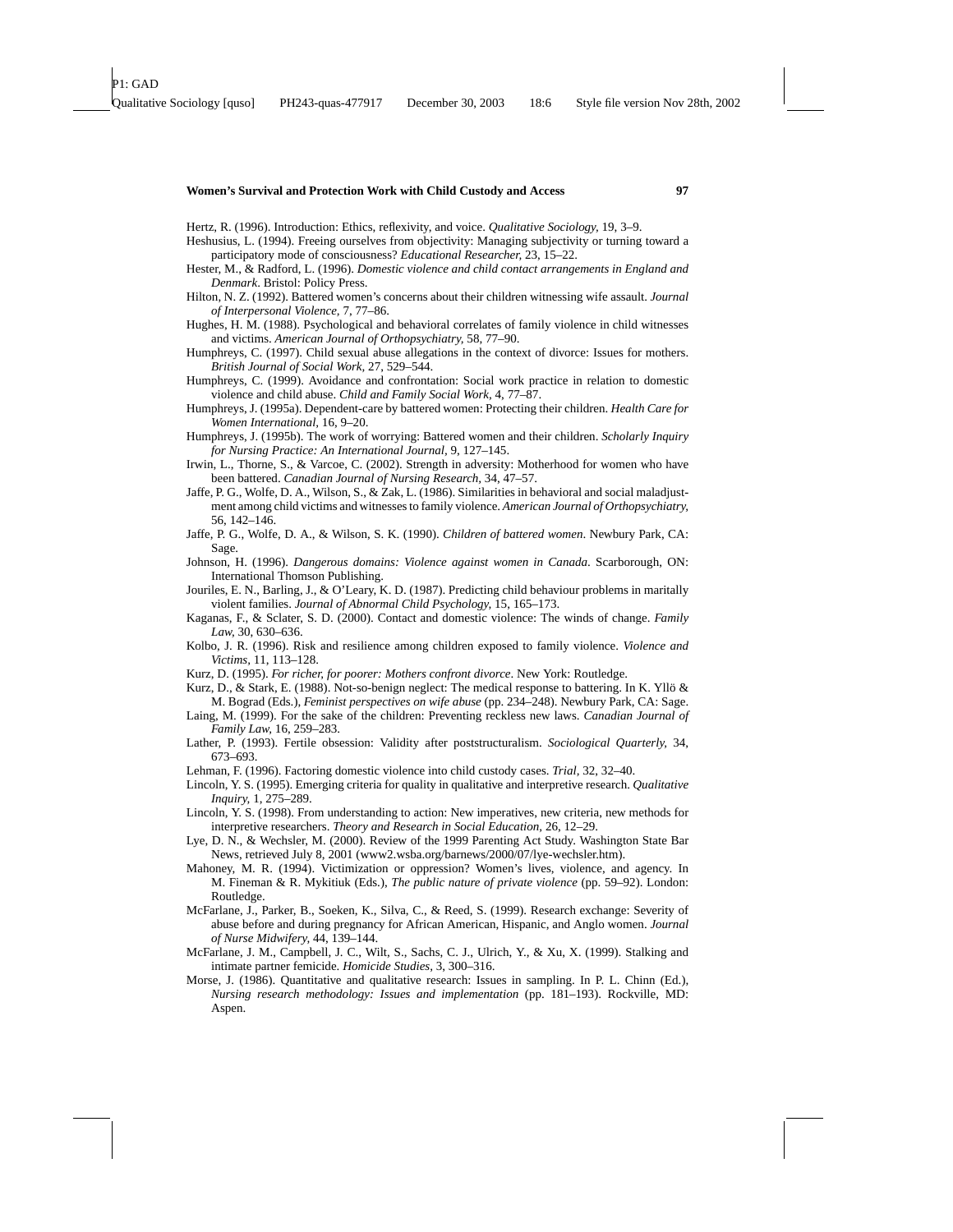Hertz, R. (1996). Introduction: Ethics, reflexivity, and voice. *Qualitative Sociology, 19*, 3–9.

Heshusius, L. (1994). Freeing ourselves from objectivity: Managing subjectivity or turning toward a participatory mode of consciousness? *Educational Researcher, 23*, 15–22.

Hester, M., & Radford, L. (1996). *Domestic violence and child contact arrangements in England and Denmark*. Bristol: Policy Press.

Hilton, N. Z. (1992). Battered women's concerns about their children witnessing wife assault. *Journal of Interpersonal Violence, 7*, 77–86.

Hughes, H. M. (1988). Psychological and behavioral correlates of family violence in child witnesses and victims. *American Journal of Orthopsychiatry, 58*, 77–90.

Humphreys, C. (1997). Child sexual abuse allegations in the context of divorce: Issues for mothers. *British Journal of Social Work, 27*, 529–544.

Humphreys, C. (1999). Avoidance and confrontation: Social work practice in relation to domestic violence and child abuse. *Child and Family Social Work, 4*, 77–87.

Humphreys, J. (1995a). Dependent-care by battered women: Protecting their children. *Health Care for Women International, 16*, 9–20.

Humphreys, J. (1995b). The work of worrying: Battered women and their children. *Scholarly Inquiry for Nursing Practice: An International Journal, 9*, 127–145.

Irwin, L., Thorne, S., & Varcoe, C. (2002). Strength in adversity: Motherhood for women who have been battered. *Canadian Journal of Nursing Research, 34*, 47–57.

Jaffe, P. G., Wolfe, D. A., Wilson, S., & Zak, L. (1986). Similarities in behavioral and social maladjustment among child victims and witnesses to family violence. *American Journal of Orthopsychiatry, 56*, 142–146.

Jaffe, P. G., Wolfe, D. A., & Wilson, S. K. (1990). *Children of battered women*. Newbury Park, CA: Sage.

Johnson, H. (1996). *Dangerous domains: Violence against women in Canada*. Scarborough, ON: International Thomson Publishing.

Jouriles, E. N., Barling, J., & O'Leary, K. D. (1987). Predicting child behaviour problems in maritally violent families. *Journal of Abnormal Child Psychology, 15*, 165–173.

Kaganas, F., & Sclater, S. D. (2000). Contact and domestic violence: The winds of change. *Family Law, 30*, 630–636.

Kolbo, J. R. (1996). Risk and resilience among children exposed to family violence. *Violence and Victims, 11*, 113–128.

Kurz, D. (1995). *For richer, for poorer: Mothers confront divorce*. New York: Routledge.

Kurz, D., & Stark, E. (1988). Not-so-benign neglect: The medical response to battering. In K. Yllö & M. Bograd (Eds.), *Feminist perspectives on wife abuse* (pp. 234–248). Newbury Park, CA: Sage.

Laing, M. (1999). For the sake of the children: Preventing reckless new laws. *Canadian Journal of Family Law, 16*, 259–283.

Lather, P. (1993). Fertile obsession: Validity after poststructuralism. *Sociological Quarterly, 34*, 673–693.

Lehman, F. (1996). Factoring domestic violence into child custody cases. *Trial, 32*, 32–40.

Lincoln, Y. S. (1995). Emerging criteria for quality in qualitative and interpretive research. *Qualitative Inquiry, 1*, 275–289.

Lincoln, Y. S. (1998). From understanding to action: New imperatives, new criteria, new methods for interpretive researchers. *Theory and Research in Social Education, 26*, 12–29.

Lye, D. N., & Wechsler, M. (2000). Review of the 1999 Parenting Act Study. Washington State Bar News, retrieved July 8, 2001 (www2.wsba.org/barnews/2000/07/lye-wechsler.htm).

Mahoney, M. R. (1994). Victimization or oppression? Women's lives, violence, and agency. In M. Fineman & R. Mykitiuk (Eds.), *The public nature of private violence* (pp. 59–92). London: Routledge.

McFarlane, J., Parker, B., Soeken, K., Silva, C., & Reed, S. (1999). Research exchange: Severity of abuse before and during pregnancy for African American, Hispanic, and Anglo women. *Journal of Nurse Midwifery, 44*, 139–144.

McFarlane, J. M., Campbell, J. C., Wilt, S., Sachs, C. J., Ulrich, Y., & Xu, X. (1999). Stalking and intimate partner femicide. *Homicide Studies, 3*, 300–316.

Morse, J. (1986). Quantitative and qualitative research: Issues in sampling. In P. L. Chinn (Ed.), *Nursing research methodology: Issues and implementation* (pp. 181–193). Rockville, MD: Aspen.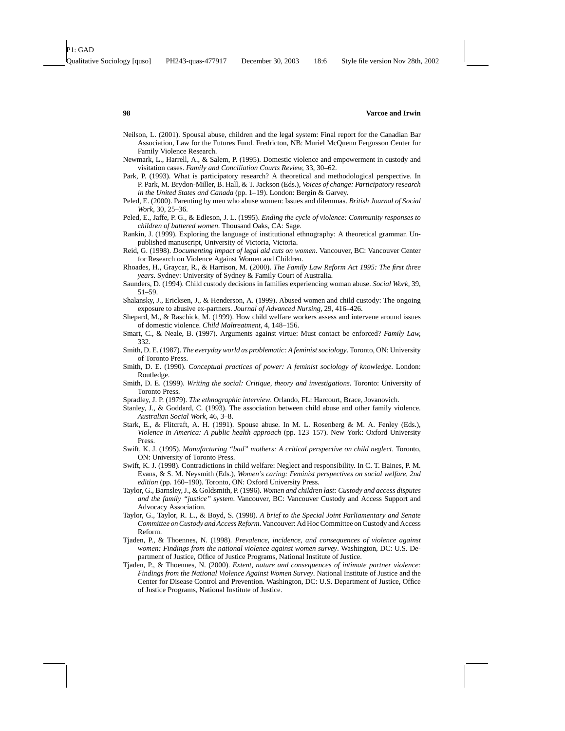Neilson, L. (2001). Spousal abuse, children and the legal system: Final report for the Canadian Bar Association, Law for the Futures Fund. Fredricton, NB: Muriel McQuenn Fergusson Center for Family Violence Research.

Newmark, L., Harrell, A., & Salem, P. (1995). Domestic violence and empowerment in custody and visitation cases. *Family and Conciliation Courts Review*, 33, 30–62.

Park, P. (1993). What is participatory research? A theoretical and methodological perspective. In P. Park, M. Brydon-Miller, B. Hall, & T. Jackson (Eds.), *Voices of change: Participatory research in the United States and Canada* (pp. 1–19). London: Bergin & Garvey.

Peled, E. (2000). Parenting by men who abuse women: Issues and dilemmas. *British Journal of Social Work*, 30, 25–36.

Peled, E., Jaffe, P. G., & Edleson, J. L. (1995). *Ending the cycle of violence: Community responses to children of battered women*. Thousand Oaks, CA: Sage.

Rankin, J. (1999). Exploring the language of institutional ethnography: A theoretical grammar. Unpublished manuscript, University of Victoria, Victoria.

Reid, G. (1998). *Documenting impact of legal aid cuts on women*. Vancouver, BC: Vancouver Center for Research on Violence Against Women and Children.

Rhoades, H., Graycar, R., & Harrison, M. (2000). *The Family Law Reform Act 1995: The first three years*. Sydney: University of Sydney & Family Court of Australia.

Saunders, D. (1994). Child custody decisions in families experiencing woman abuse. *Social Work*, 39, 51–59.

Shalansky, J., Ericksen, J., & Henderson, A. (1999). Abused women and child custody: The ongoing exposure to abusive ex-partners. *Journal of Advanced Nursing*, 29, 416–426.

Shepard, M., & Raschick, M. (1999). How child welfare workers assess and intervene around issues of domestic violence. *Child Maltreatment*, 4, 148–156.

Smart, C., & Neale, B. (1997). Arguments against virtue: Must contact be enforced? *Family Law*, 332.

Smith, D. E. (1987). *The everyday world as problematic: A feminist sociology*. Toronto, ON: University of Toronto Press.

Smith, D. E. (1990). *Conceptual practices of power: A feminist sociology of knowledge*. London: Routledge.

Smith, D. E. (1999). *Writing the social: Critique, theory and investigations*. Toronto: University of Toronto Press.

Spradley, J. P. (1979). *The ethnographic interview*. Orlando, FL: Harcourt, Brace, Jovanovich.

Stanley, J., & Goddard, C. (1993). The association between child abuse and other family violence. *Australian Social Work*, 46, 3–8.

Stark, E., & Flitcraft, A. H. (1991). Spouse abuse. In M. L. Rosenberg & M. A. Fenley (Eds.), *Violence in America: A public health approach* (pp. 123–157). New York: Oxford University Press.

Swift, K. J. (1995). *Manufacturing "bad" mothers: A critical perspective on child neglect*. Toronto, ON: University of Toronto Press.

Swift, K. J. (1998). Contradictions in child welfare: Neglect and responsibility. In C. T. Baines, P. M. Evans, & S. M. Neysmith (Eds.), *Women's caring: Feminist perspectives on social welfare, 2nd edition* (pp. 160–190). Toronto, ON: Oxford University Press.

Taylor, G., Barnsley, J., & Goldsmith, P. (1996). *Women and children last: Custody and access disputes and the family "justice" system*. Vancouver, BC: Vancouver Custody and Access Support and Advocacy Association.

Taylor, G., Taylor, R. L., & Boyd, S. (1998). *A brief to the Special Joint Parliamentary and Senate Committee on Custody and Access Reform*. Vancouver: Ad Hoc Committee on Custody and Access Reform.

Tjaden, P., & Thoennes, N. (1998). *Prevalence, incidence, and consequences of violence against women: Findings from the national violence against women survey*. Washington, DC: U.S. Department of Justice, Office of Justice Programs, National Institute of Justice.

Tjaden, P., & Thoennes, N. (2000). *Extent, nature and consequences of intimate partner violence: Findings from the National Violence Against Women Survey*. National Institute of Justice and the Center for Disease Control and Prevention. Washington, DC: U.S. Department of Justice, Office of Justice Programs, National Institute of Justice.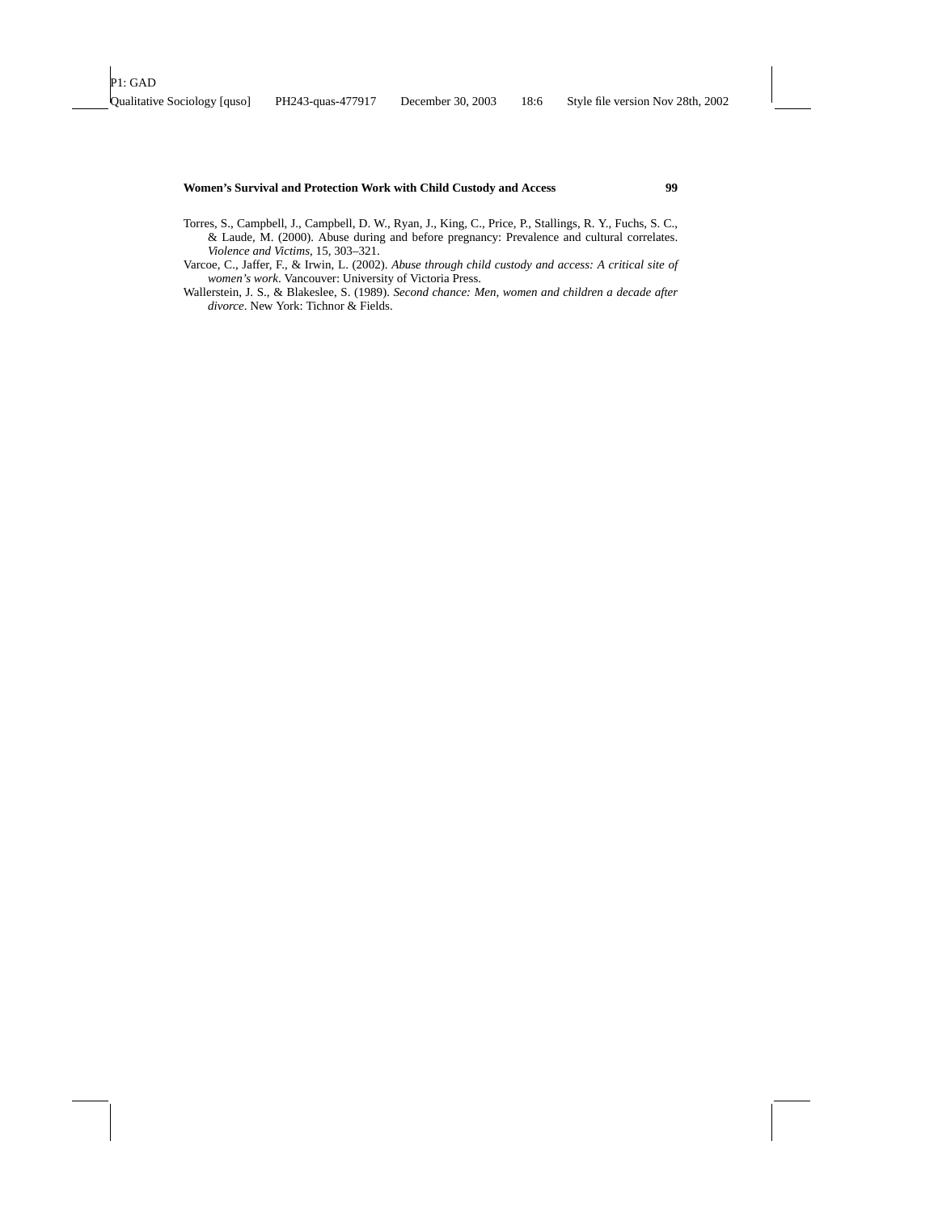Torres, S., Campbell, J., Campbell, D. W., Ryan, J., King, C., Price, P., Stallings, R. Y., Fuchs, S. C., & Laude, M. (2000). Abuse during and before pregnancy: Prevalence and cultural correlates. *Violence and Victims*, 15, 303–321.

Varcoe, C., Jaffer, F., & Irwin, L. (2002). *Abuse through child custody and access: A critical site of women's work*. Vancouver: University of Victoria Press.

Wallerstein, J. S., & Blakeslee, S. (1989). *Second chance: Men, women and children a decade after divorce*. New York: Tichnor & Fields.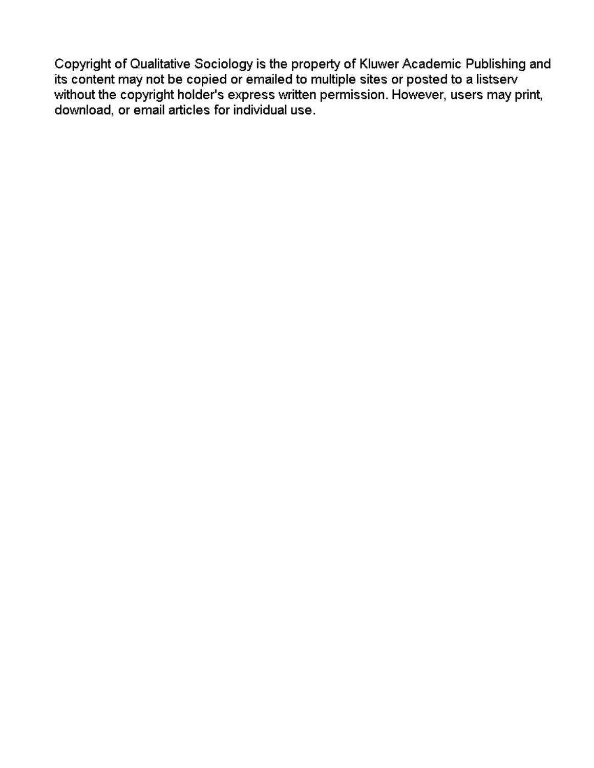Copyright of Qualitative Sociology is the property of Kluwer Academic Publishing and its content may not be copied or emailed to multiple sites or posted to a listserv without the copyright holder's express written permission. However, users may print, download, or email articles for individual use.